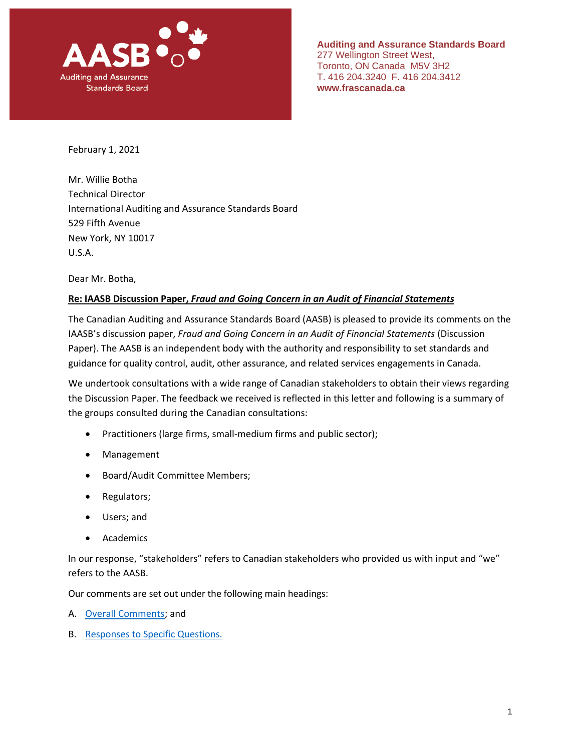AASB Auditing and Assurance Standards Board

**Auditing and Assurance Standards Board**
277 Wellington Street West,
Toronto, ON Canada M5V 3H2
T. 416 204.3240 F. 416 204.3412
**www.frascanada.ca**

February 1, 2021

Mr. Willie Botha
Technical Director
International Auditing and Assurance Standards Board
529 Fifth Avenue
New York, NY 10017
U.S.A.

Dear Mr. Botha,

**Re: IAASB Discussion Paper, *Fraud and Going Concern in an Audit of Financial Statements***

The Canadian Auditing and Assurance Standards Board (AASB) is pleased to provide its comments on the IAASB's discussion paper, *Fraud and Going Concern in an Audit of Financial Statements* (Discussion Paper). The AASB is an independent body with the authority and responsibility to set standards and guidance for quality control, audit, other assurance, and related services engagements in Canada.

We undertook consultations with a wide range of Canadian stakeholders to obtain their views regarding the Discussion Paper. The feedback we received is reflected in this letter and following is a summary of the groups consulted during the Canadian consultations:

- Practitioners (large firms, small-medium firms and public sector);
- Management
- Board/Audit Committee Members;
- Regulators;
- Users; and
- Academics

In our response, "stakeholders" refers to Canadian stakeholders who provided us with input and "we" refers to the AASB.

Our comments are set out under the following main headings:

A. Overall Comments; and

B. Responses to Specific Questions.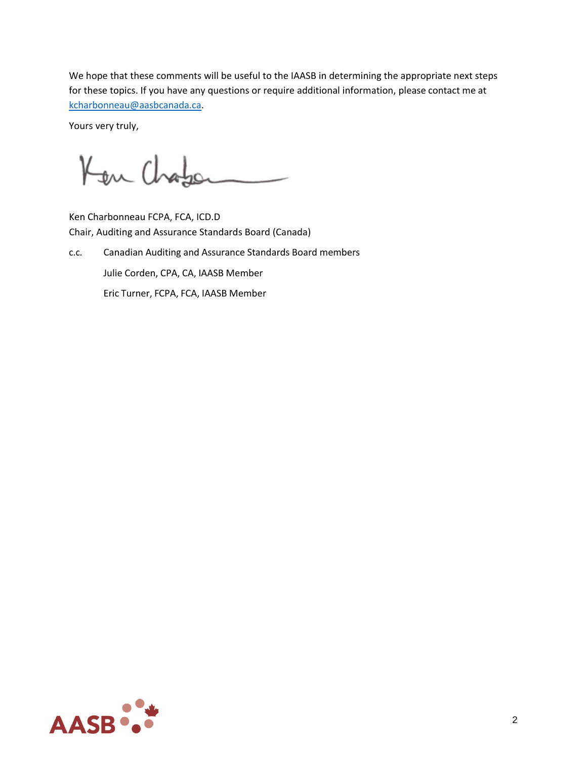We hope that these comments will be useful to the IAASB in determining the appropriate next steps for these topics. If you have any questions or require additional information, please contact me at kcharbonneau@aasbcanada.ca.

Yours very truly,

Ken Charbonneau FCPA, FCA, ICD.D
Chair, Auditing and Assurance Standards Board (Canada)

c.c. Canadian Auditing and Assurance Standards Board members

Julie Corden, CPA, CA, IAASB Member

Eric Turner, FCPA, FCA, IAASB Member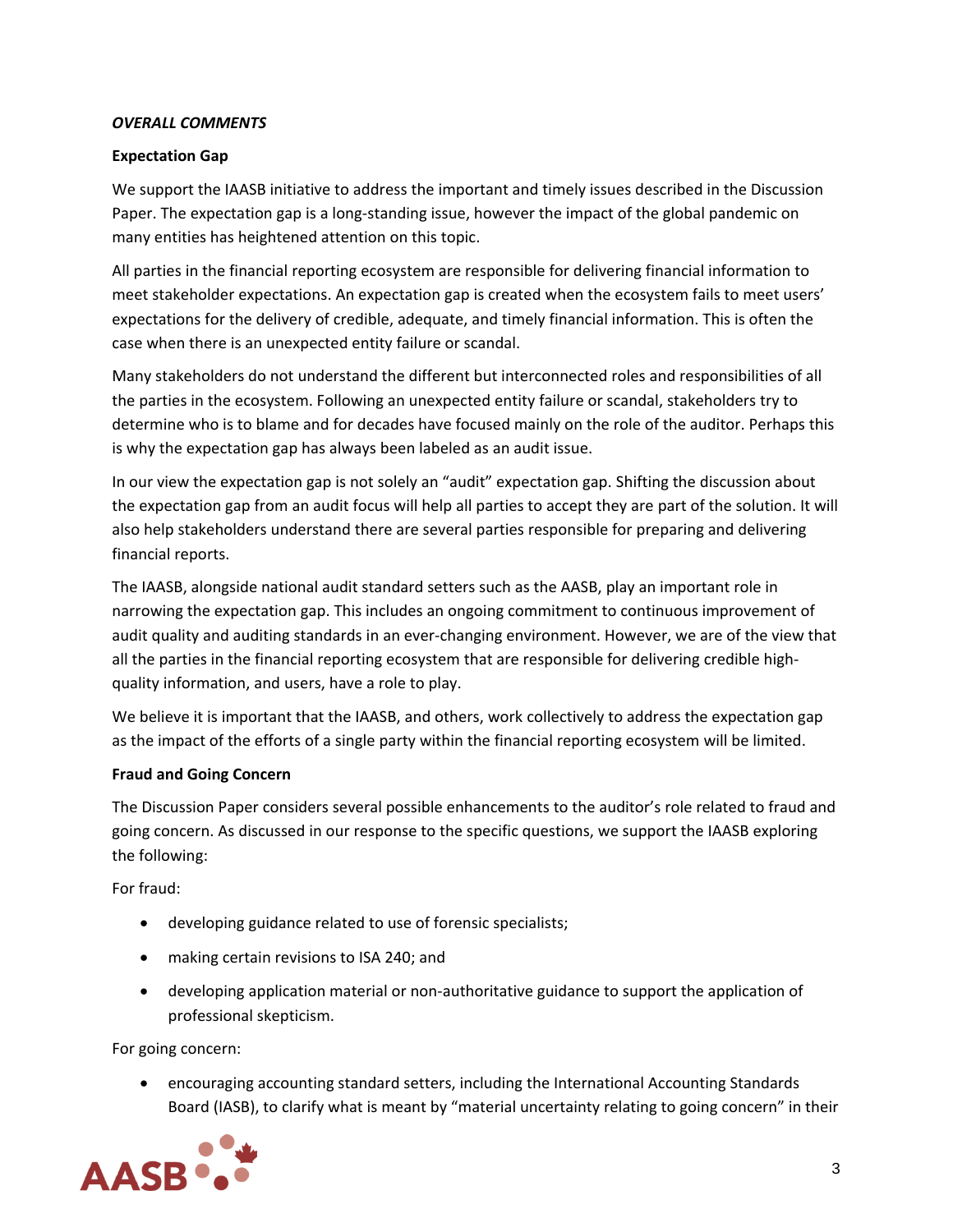***OVERALL COMMENTS***

**Expectation Gap**

We support the IAASB initiative to address the important and timely issues described in the Discussion Paper. The expectation gap is a long-standing issue, however the impact of the global pandemic on many entities has heightened attention on this topic.

All parties in the financial reporting ecosystem are responsible for delivering financial information to meet stakeholder expectations. An expectation gap is created when the ecosystem fails to meet users' expectations for the delivery of credible, adequate, and timely financial information. This is often the case when there is an unexpected entity failure or scandal.

Many stakeholders do not understand the different but interconnected roles and responsibilities of all the parties in the ecosystem. Following an unexpected entity failure or scandal, stakeholders try to determine who is to blame and for decades have focused mainly on the role of the auditor. Perhaps this is why the expectation gap has always been labeled as an audit issue.

In our view the expectation gap is not solely an "audit" expectation gap. Shifting the discussion about the expectation gap from an audit focus will help all parties to accept they are part of the solution. It will also help stakeholders understand there are several parties responsible for preparing and delivering financial reports.

The IAASB, alongside national audit standard setters such as the AASB, play an important role in narrowing the expectation gap. This includes an ongoing commitment to continuous improvement of audit quality and auditing standards in an ever-changing environment. However, we are of the view that all the parties in the financial reporting ecosystem that are responsible for delivering credible high-quality information, and users, have a role to play.

We believe it is important that the IAASB, and others, work collectively to address the expectation gap as the impact of the efforts of a single party within the financial reporting ecosystem will be limited.

**Fraud and Going Concern**

The Discussion Paper considers several possible enhancements to the auditor's role related to fraud and going concern. As discussed in our response to the specific questions, we support the IAASB exploring the following:

For fraud:

- developing guidance related to use of forensic specialists;
- making certain revisions to ISA 240; and
- developing application material or non-authoritative guidance to support the application of professional skepticism.

For going concern:

- encouraging accounting standard setters, including the International Accounting Standards Board (IASB), to clarify what is meant by "material uncertainty relating to going concern" in their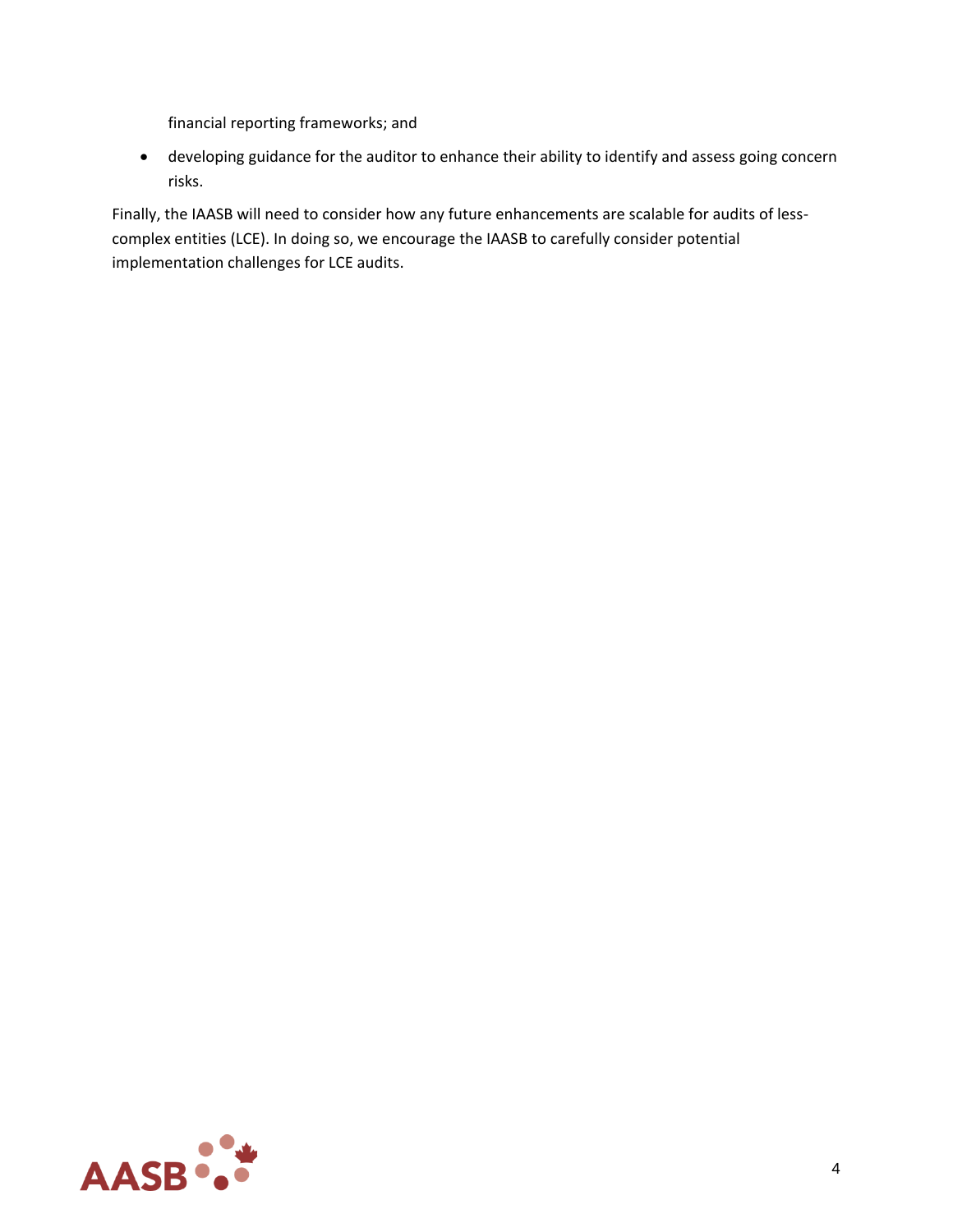financial reporting frameworks; and

- developing guidance for the auditor to enhance their ability to identify and assess going concern risks.

Finally, the IAASB will need to consider how any future enhancements are scalable for audits of less-complex entities (LCE). In doing so, we encourage the IAASB to carefully consider potential implementation challenges for LCE audits.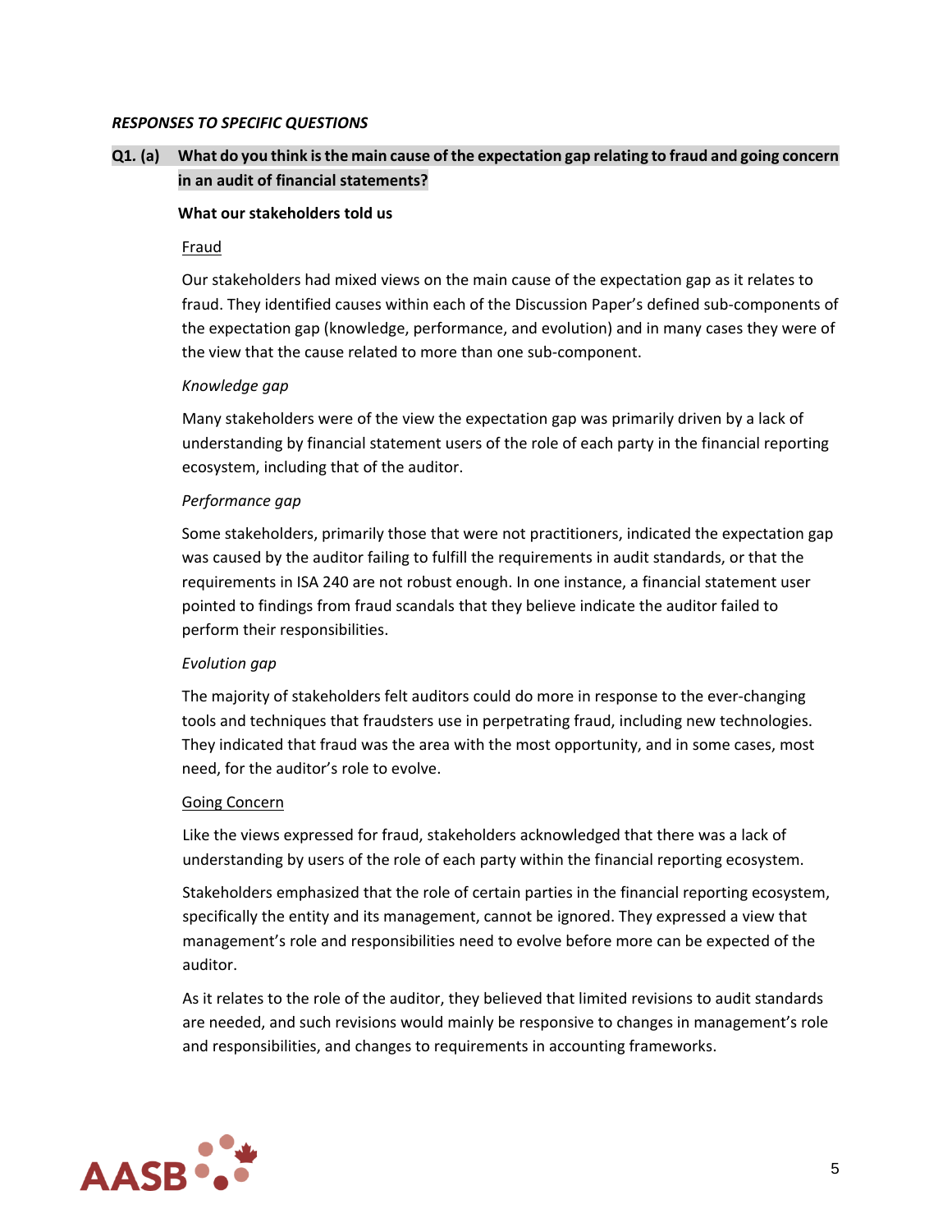***RESPONSES TO SPECIFIC QUESTIONS***

**Q1. (a) What do you think is the main cause of the expectation gap relating to fraud and going concern in an audit of financial statements?**

**What our stakeholders told us**

Fraud

Our stakeholders had mixed views on the main cause of the expectation gap as it relates to fraud. They identified causes within each of the Discussion Paper's defined sub-components of the expectation gap (knowledge, performance, and evolution) and in many cases they were of the view that the cause related to more than one sub-component.

*Knowledge gap*

Many stakeholders were of the view the expectation gap was primarily driven by a lack of understanding by financial statement users of the role of each party in the financial reporting ecosystem, including that of the auditor.

*Performance gap*

Some stakeholders, primarily those that were not practitioners, indicated the expectation gap was caused by the auditor failing to fulfill the requirements in audit standards, or that the requirements in ISA 240 are not robust enough. In one instance, a financial statement user pointed to findings from fraud scandals that they believe indicate the auditor failed to perform their responsibilities.

*Evolution gap*

The majority of stakeholders felt auditors could do more in response to the ever-changing tools and techniques that fraudsters use in perpetrating fraud, including new technologies. They indicated that fraud was the area with the most opportunity, and in some cases, most need, for the auditor's role to evolve.

Going Concern

Like the views expressed for fraud, stakeholders acknowledged that there was a lack of understanding by users of the role of each party within the financial reporting ecosystem.

Stakeholders emphasized that the role of certain parties in the financial reporting ecosystem, specifically the entity and its management, cannot be ignored. They expressed a view that management's role and responsibilities need to evolve before more can be expected of the auditor.

As it relates to the role of the auditor, they believed that limited revisions to audit standards are needed, and such revisions would mainly be responsive to changes in management's role and responsibilities, and changes to requirements in accounting frameworks.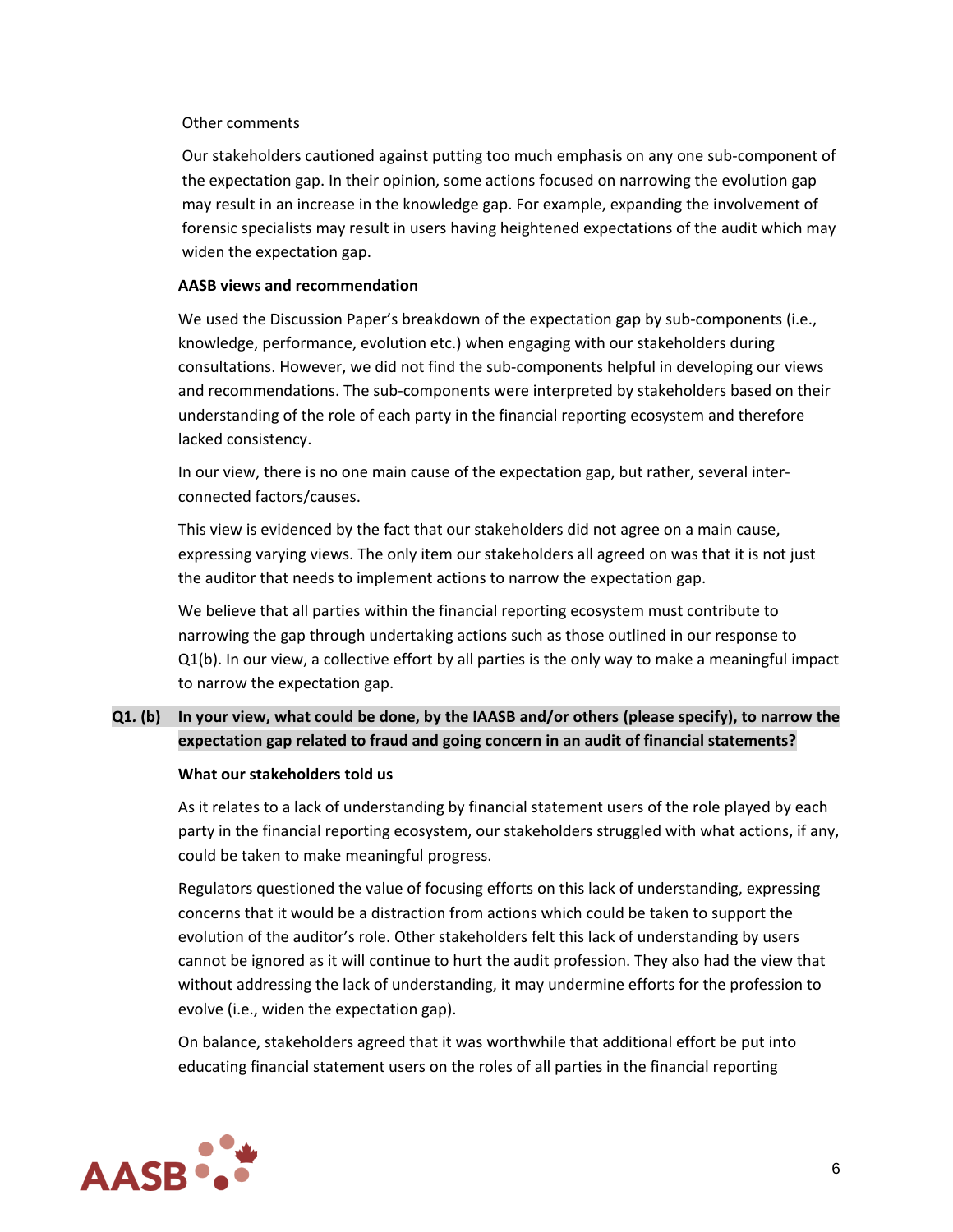<u>Other comments</u>

Our stakeholders cautioned against putting too much emphasis on any one sub-component of the expectation gap. In their opinion, some actions focused on narrowing the evolution gap may result in an increase in the knowledge gap. For example, expanding the involvement of forensic specialists may result in users having heightened expectations of the audit which may widen the expectation gap.

**AASB views and recommendation**

We used the Discussion Paper's breakdown of the expectation gap by sub-components (i.e., knowledge, performance, evolution etc.) when engaging with our stakeholders during consultations. However, we did not find the sub-components helpful in developing our views and recommendations. The sub-components were interpreted by stakeholders based on their understanding of the role of each party in the financial reporting ecosystem and therefore lacked consistency.

In our view, there is no one main cause of the expectation gap, but rather, several inter-connected factors/causes.

This view is evidenced by the fact that our stakeholders did not agree on a main cause, expressing varying views. The only item our stakeholders all agreed on was that it is not just the auditor that needs to implement actions to narrow the expectation gap.

We believe that all parties within the financial reporting ecosystem must contribute to narrowing the gap through undertaking actions such as those outlined in our response to Q1(b). In our view, a collective effort by all parties is the only way to make a meaningful impact to narrow the expectation gap.

**Q1. (b) In your view, what could be done, by the IAASB and/or others (please specify), to narrow the expectation gap related to fraud and going concern in an audit of financial statements?**

**What our stakeholders told us**

As it relates to a lack of understanding by financial statement users of the role played by each party in the financial reporting ecosystem, our stakeholders struggled with what actions, if any, could be taken to make meaningful progress.

Regulators questioned the value of focusing efforts on this lack of understanding, expressing concerns that it would be a distraction from actions which could be taken to support the evolution of the auditor's role. Other stakeholders felt this lack of understanding by users cannot be ignored as it will continue to hurt the audit profession. They also had the view that without addressing the lack of understanding, it may undermine efforts for the profession to evolve (i.e., widen the expectation gap).

On balance, stakeholders agreed that it was worthwhile that additional effort be put into educating financial statement users on the roles of all parties in the financial reporting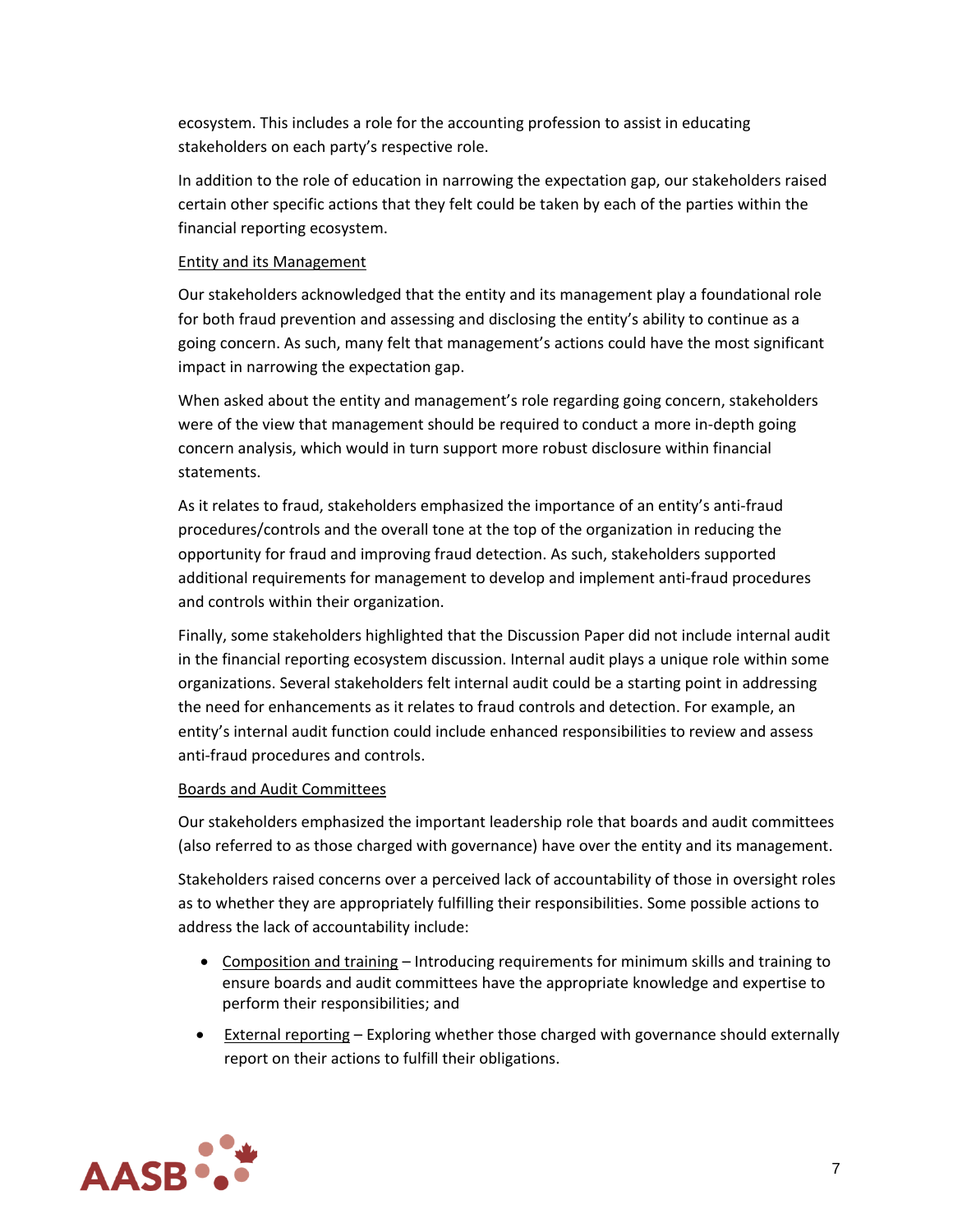ecosystem. This includes a role for the accounting profession to assist in educating stakeholders on each party's respective role.

In addition to the role of education in narrowing the expectation gap, our stakeholders raised certain other specific actions that they felt could be taken by each of the parties within the financial reporting ecosystem.

<u>Entity and its Management</u>

Our stakeholders acknowledged that the entity and its management play a foundational role for both fraud prevention and assessing and disclosing the entity's ability to continue as a going concern. As such, many felt that management's actions could have the most significant impact in narrowing the expectation gap.

When asked about the entity and management's role regarding going concern, stakeholders were of the view that management should be required to conduct a more in-depth going concern analysis, which would in turn support more robust disclosure within financial statements.

As it relates to fraud, stakeholders emphasized the importance of an entity's anti-fraud procedures/controls and the overall tone at the top of the organization in reducing the opportunity for fraud and improving fraud detection. As such, stakeholders supported additional requirements for management to develop and implement anti-fraud procedures and controls within their organization.

Finally, some stakeholders highlighted that the Discussion Paper did not include internal audit in the financial reporting ecosystem discussion. Internal audit plays a unique role within some organizations. Several stakeholders felt internal audit could be a starting point in addressing the need for enhancements as it relates to fraud controls and detection. For example, an entity's internal audit function could include enhanced responsibilities to review and assess anti-fraud procedures and controls.

<u>Boards and Audit Committees</u>

Our stakeholders emphasized the important leadership role that boards and audit committees (also referred to as those charged with governance) have over the entity and its management.

Stakeholders raised concerns over a perceived lack of accountability of those in oversight roles as to whether they are appropriately fulfilling their responsibilities. Some possible actions to address the lack of accountability include:

- <u>Composition and training</u> – Introducing requirements for minimum skills and training to ensure boards and audit committees have the appropriate knowledge and expertise to perform their responsibilities; and
- <u>External reporting</u> – Exploring whether those charged with governance should externally report on their actions to fulfill their obligations.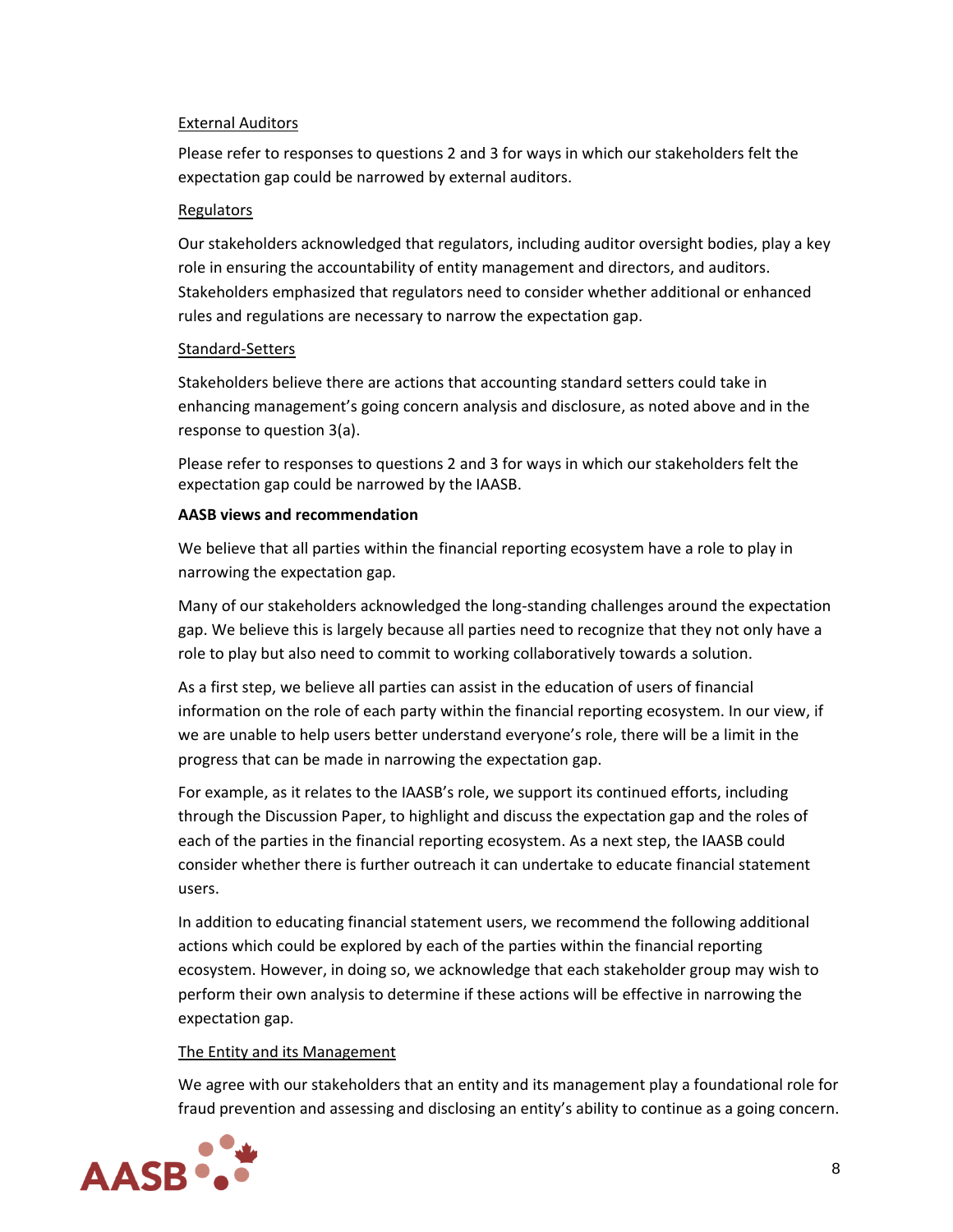External Auditors

Please refer to responses to questions 2 and 3 for ways in which our stakeholders felt the expectation gap could be narrowed by external auditors.

Regulators

Our stakeholders acknowledged that regulators, including auditor oversight bodies, play a key role in ensuring the accountability of entity management and directors, and auditors. Stakeholders emphasized that regulators need to consider whether additional or enhanced rules and regulations are necessary to narrow the expectation gap.

Standard-Setters

Stakeholders believe there are actions that accounting standard setters could take in enhancing management's going concern analysis and disclosure, as noted above and in the response to question 3(a).

Please refer to responses to questions 2 and 3 for ways in which our stakeholders felt the expectation gap could be narrowed by the IAASB.

**AASB views and recommendation**

We believe that all parties within the financial reporting ecosystem have a role to play in narrowing the expectation gap.

Many of our stakeholders acknowledged the long-standing challenges around the expectation gap. We believe this is largely because all parties need to recognize that they not only have a role to play but also need to commit to working collaboratively towards a solution.

As a first step, we believe all parties can assist in the education of users of financial information on the role of each party within the financial reporting ecosystem. In our view, if we are unable to help users better understand everyone's role, there will be a limit in the progress that can be made in narrowing the expectation gap.

For example, as it relates to the IAASB's role, we support its continued efforts, including through the Discussion Paper, to highlight and discuss the expectation gap and the roles of each of the parties in the financial reporting ecosystem. As a next step, the IAASB could consider whether there is further outreach it can undertake to educate financial statement users.

In addition to educating financial statement users, we recommend the following additional actions which could be explored by each of the parties within the financial reporting ecosystem. However, in doing so, we acknowledge that each stakeholder group may wish to perform their own analysis to determine if these actions will be effective in narrowing the expectation gap.

The Entity and its Management

We agree with our stakeholders that an entity and its management play a foundational role for fraud prevention and assessing and disclosing an entity's ability to continue as a going concern.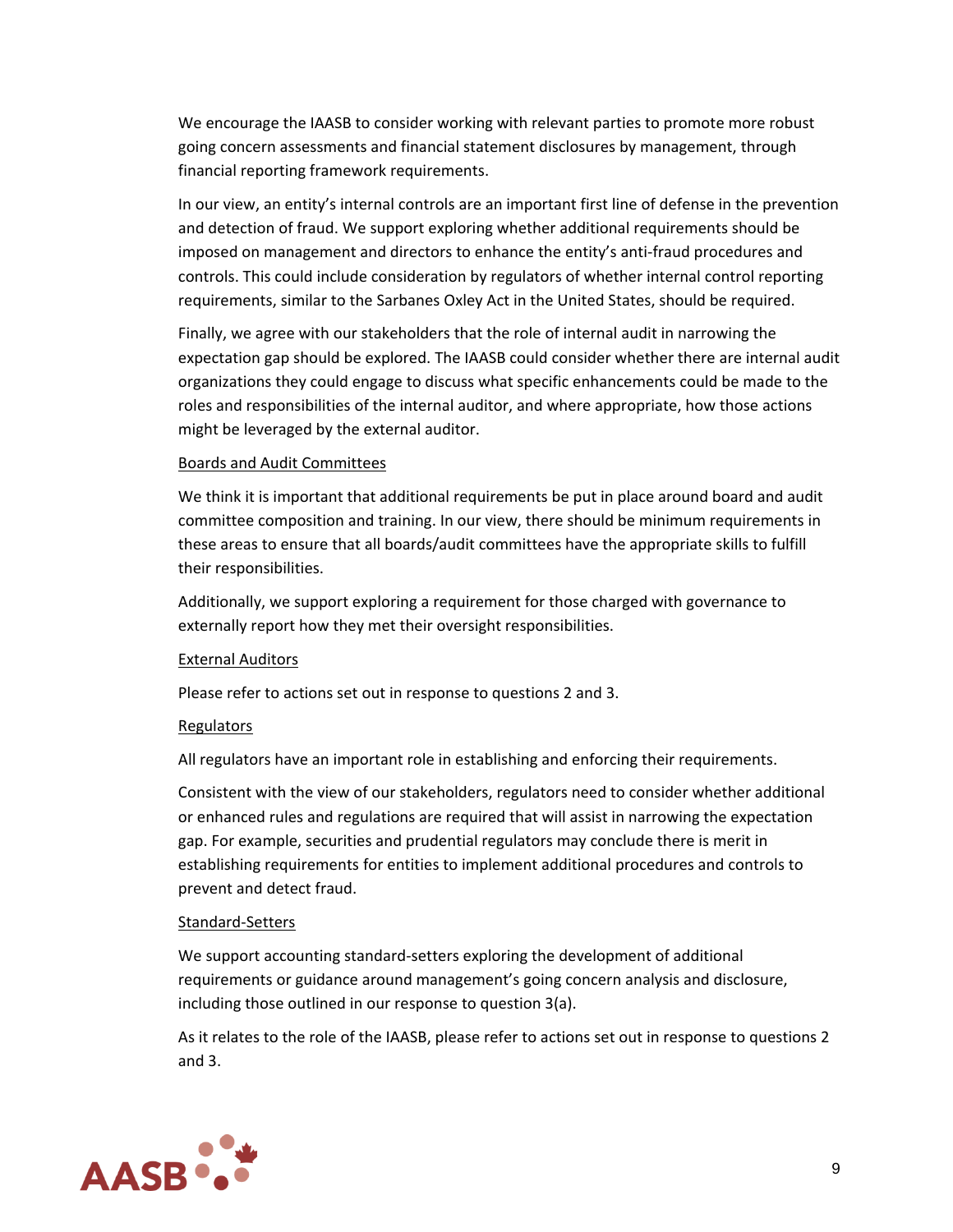We encourage the IAASB to consider working with relevant parties to promote more robust going concern assessments and financial statement disclosures by management, through financial reporting framework requirements.

In our view, an entity's internal controls are an important first line of defense in the prevention and detection of fraud. We support exploring whether additional requirements should be imposed on management and directors to enhance the entity's anti-fraud procedures and controls. This could include consideration by regulators of whether internal control reporting requirements, similar to the Sarbanes Oxley Act in the United States, should be required.

Finally, we agree with our stakeholders that the role of internal audit in narrowing the expectation gap should be explored. The IAASB could consider whether there are internal audit organizations they could engage to discuss what specific enhancements could be made to the roles and responsibilities of the internal auditor, and where appropriate, how those actions might be leveraged by the external auditor.

<u>Boards and Audit Committees</u>

We think it is important that additional requirements be put in place around board and audit committee composition and training. In our view, there should be minimum requirements in these areas to ensure that all boards/audit committees have the appropriate skills to fulfill their responsibilities.

Additionally, we support exploring a requirement for those charged with governance to externally report how they met their oversight responsibilities.

<u>External Auditors</u>

Please refer to actions set out in response to questions 2 and 3.

<u>Regulators</u>

All regulators have an important role in establishing and enforcing their requirements.

Consistent with the view of our stakeholders, regulators need to consider whether additional or enhanced rules and regulations are required that will assist in narrowing the expectation gap. For example, securities and prudential regulators may conclude there is merit in establishing requirements for entities to implement additional procedures and controls to prevent and detect fraud.

<u>Standard-Setters</u>

We support accounting standard-setters exploring the development of additional requirements or guidance around management's going concern analysis and disclosure, including those outlined in our response to question 3(a).

As it relates to the role of the IAASB, please refer to actions set out in response to questions 2 and 3.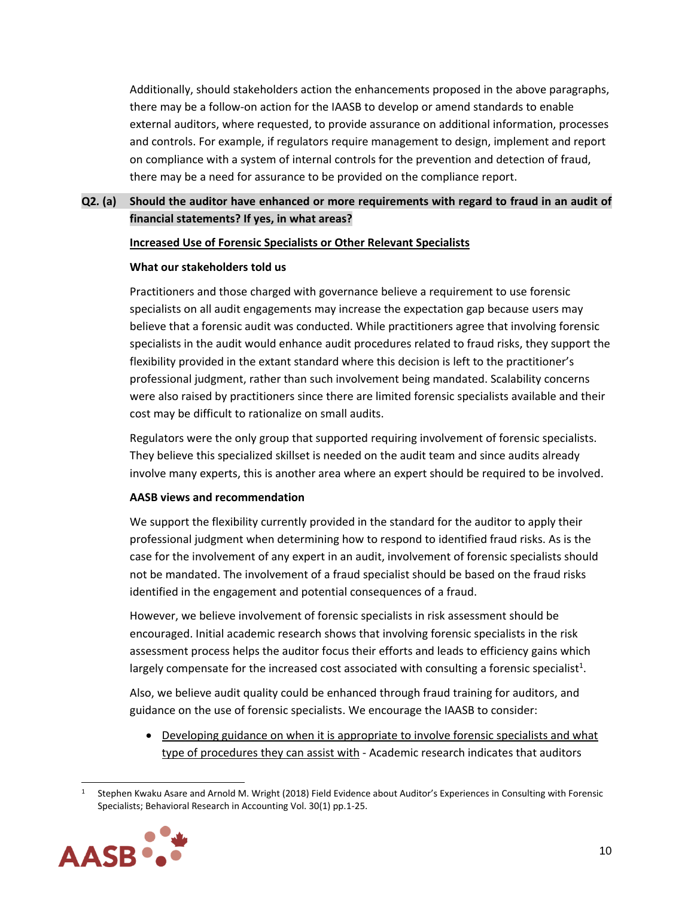Additionally, should stakeholders action the enhancements proposed in the above paragraphs, there may be a follow-on action for the IAASB to develop or amend standards to enable external auditors, where requested, to provide assurance on additional information, processes and controls. For example, if regulators require management to design, implement and report on compliance with a system of internal controls for the prevention and detection of fraud, there may be a need for assurance to be provided on the compliance report.

**Q2. (a) Should the auditor have enhanced or more requirements with regard to fraud in an audit of financial statements? If yes, in what areas?**

**Increased Use of Forensic Specialists or Other Relevant Specialists**

**What our stakeholders told us**

Practitioners and those charged with governance believe a requirement to use forensic specialists on all audit engagements may increase the expectation gap because users may believe that a forensic audit was conducted. While practitioners agree that involving forensic specialists in the audit would enhance audit procedures related to fraud risks, they support the flexibility provided in the extant standard where this decision is left to the practitioner's professional judgment, rather than such involvement being mandated. Scalability concerns were also raised by practitioners since there are limited forensic specialists available and their cost may be difficult to rationalize on small audits.

Regulators were the only group that supported requiring involvement of forensic specialists. They believe this specialized skillset is needed on the audit team and since audits already involve many experts, this is another area where an expert should be required to be involved.

**AASB views and recommendation**

We support the flexibility currently provided in the standard for the auditor to apply their professional judgment when determining how to respond to identified fraud risks. As is the case for the involvement of any expert in an audit, involvement of forensic specialists should not be mandated. The involvement of a fraud specialist should be based on the fraud risks identified in the engagement and potential consequences of a fraud.

However, we believe involvement of forensic specialists in risk assessment should be encouraged. Initial academic research shows that involving forensic specialists in the risk assessment process helps the auditor focus their efforts and leads to efficiency gains which largely compensate for the increased cost associated with consulting a forensic specialist[1].

Also, we believe audit quality could be enhanced through fraud training for auditors, and guidance on the use of forensic specialists. We encourage the IAASB to consider:

- Developing guidance on when it is appropriate to involve forensic specialists and what type of procedures they can assist with - Academic research indicates that auditors

[1] Stephen Kwaku Asare and Arnold M. Wright (2018) Field Evidence about Auditor's Experiences in Consulting with Forensic Specialists; Behavioral Research in Accounting Vol. 30(1) pp.1-25.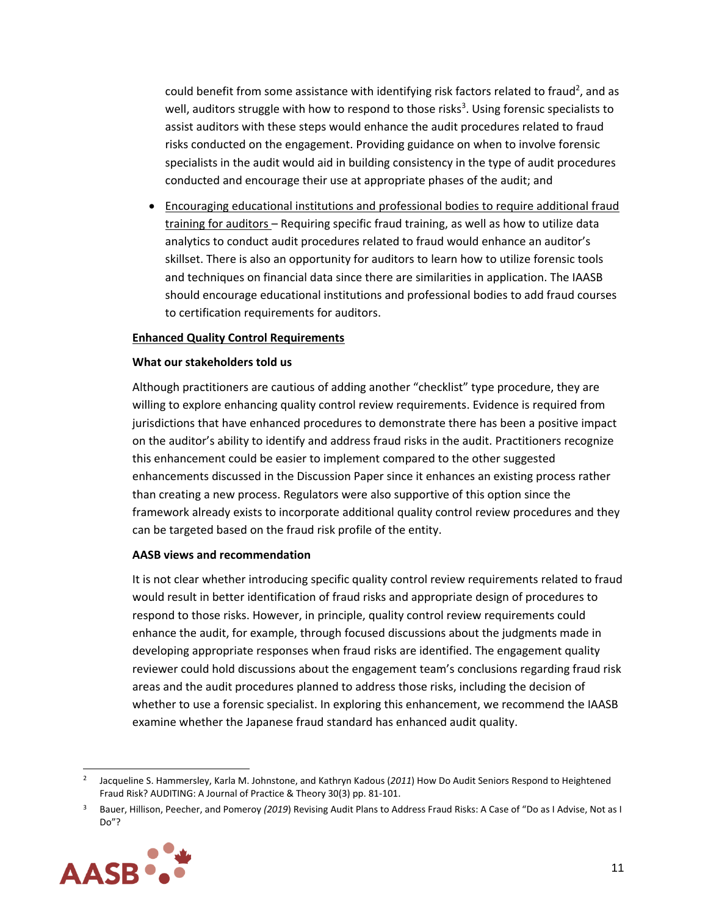could benefit from some assistance with identifying risk factors related to fraud[2], and as well, auditors struggle with how to respond to those risks[3]. Using forensic specialists to assist auditors with these steps would enhance the audit procedures related to fraud risks conducted on the engagement. Providing guidance on when to involve forensic specialists in the audit would aid in building consistency in the type of audit procedures conducted and encourage their use at appropriate phases of the audit; and

- Encouraging educational institutions and professional bodies to require additional fraud training for auditors – Requiring specific fraud training, as well as how to utilize data analytics to conduct audit procedures related to fraud would enhance an auditor's skillset. There is also an opportunity for auditors to learn how to utilize forensic tools and techniques on financial data since there are similarities in application. The IAASB should encourage educational institutions and professional bodies to add fraud courses to certification requirements for auditors.

**Enhanced Quality Control Requirements**

**What our stakeholders told us**

Although practitioners are cautious of adding another "checklist" type procedure, they are willing to explore enhancing quality control review requirements. Evidence is required from jurisdictions that have enhanced procedures to demonstrate there has been a positive impact on the auditor's ability to identify and address fraud risks in the audit. Practitioners recognize this enhancement could be easier to implement compared to the other suggested enhancements discussed in the Discussion Paper since it enhances an existing process rather than creating a new process. Regulators were also supportive of this option since the framework already exists to incorporate additional quality control review procedures and they can be targeted based on the fraud risk profile of the entity.

**AASB views and recommendation**

It is not clear whether introducing specific quality control review requirements related to fraud would result in better identification of fraud risks and appropriate design of procedures to respond to those risks. However, in principle, quality control review requirements could enhance the audit, for example, through focused discussions about the judgments made in developing appropriate responses when fraud risks are identified. The engagement quality reviewer could hold discussions about the engagement team's conclusions regarding fraud risk areas and the audit procedures planned to address those risks, including the decision of whether to use a forensic specialist. In exploring this enhancement, we recommend the IAASB examine whether the Japanese fraud standard has enhanced audit quality.

---

[2] Jacqueline S. Hammersley, Karla M. Johnstone, and Kathryn Kadous (*2011*) How Do Audit Seniors Respond to Heightened Fraud Risk? AUDITING: A Journal of Practice & Theory 30(3) pp. 81-101.

[3] Bauer, Hillison, Peecher, and Pomeroy *(2019)* Revising Audit Plans to Address Fraud Risks: A Case of "Do as I Advise, Not as I Do"?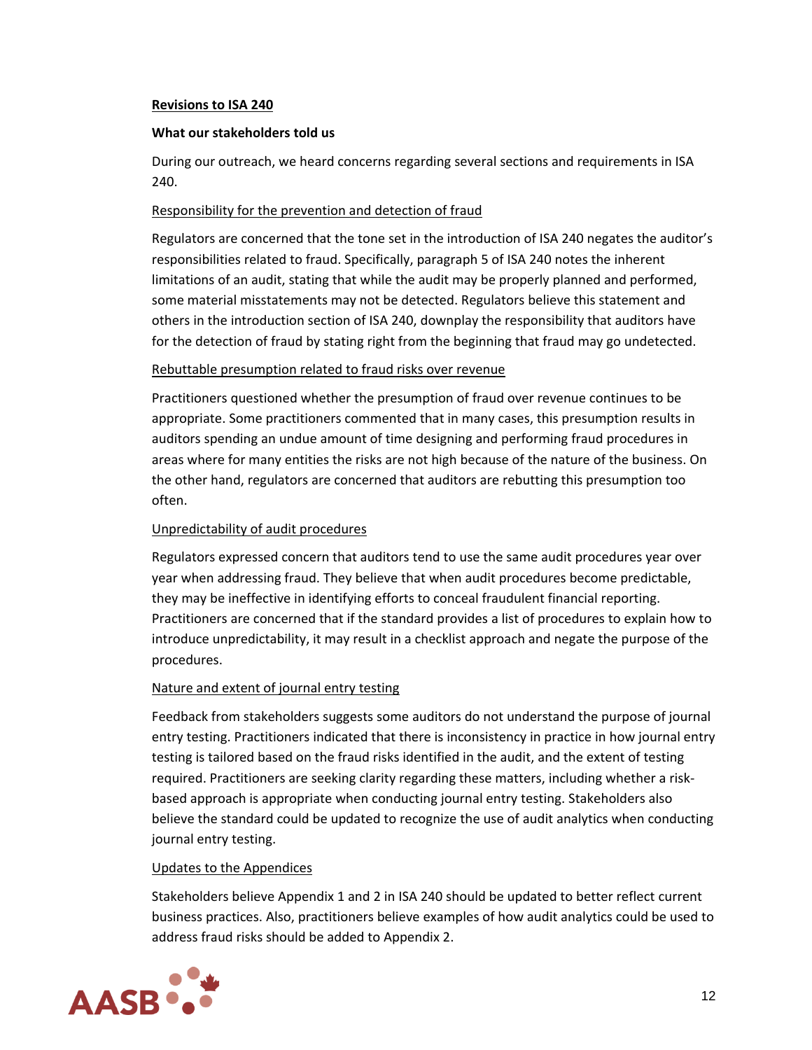## Revisions to ISA 240

### What our stakeholders told us

During our outreach, we heard concerns regarding several sections and requirements in ISA 240.

#### Responsibility for the prevention and detection of fraud

Regulators are concerned that the tone set in the introduction of ISA 240 negates the auditor's responsibilities related to fraud. Specifically, paragraph 5 of ISA 240 notes the inherent limitations of an audit, stating that while the audit may be properly planned and performed, some material misstatements may not be detected. Regulators believe this statement and others in the introduction section of ISA 240, downplay the responsibility that auditors have for the detection of fraud by stating right from the beginning that fraud may go undetected.

#### Rebuttable presumption related to fraud risks over revenue

Practitioners questioned whether the presumption of fraud over revenue continues to be appropriate. Some practitioners commented that in many cases, this presumption results in auditors spending an undue amount of time designing and performing fraud procedures in areas where for many entities the risks are not high because of the nature of the business. On the other hand, regulators are concerned that auditors are rebutting this presumption too often.

#### Unpredictability of audit procedures

Regulators expressed concern that auditors tend to use the same audit procedures year over year when addressing fraud. They believe that when audit procedures become predictable, they may be ineffective in identifying efforts to conceal fraudulent financial reporting. Practitioners are concerned that if the standard provides a list of procedures to explain how to introduce unpredictability, it may result in a checklist approach and negate the purpose of the procedures.

#### Nature and extent of journal entry testing

Feedback from stakeholders suggests some auditors do not understand the purpose of journal entry testing. Practitioners indicated that there is inconsistency in practice in how journal entry testing is tailored based on the fraud risks identified in the audit, and the extent of testing required. Practitioners are seeking clarity regarding these matters, including whether a risk-based approach is appropriate when conducting journal entry testing. Stakeholders also believe the standard could be updated to recognize the use of audit analytics when conducting journal entry testing.

#### Updates to the Appendices

Stakeholders believe Appendix 1 and 2 in ISA 240 should be updated to better reflect current business practices. Also, practitioners believe examples of how audit analytics could be used to address fraud risks should be added to Appendix 2.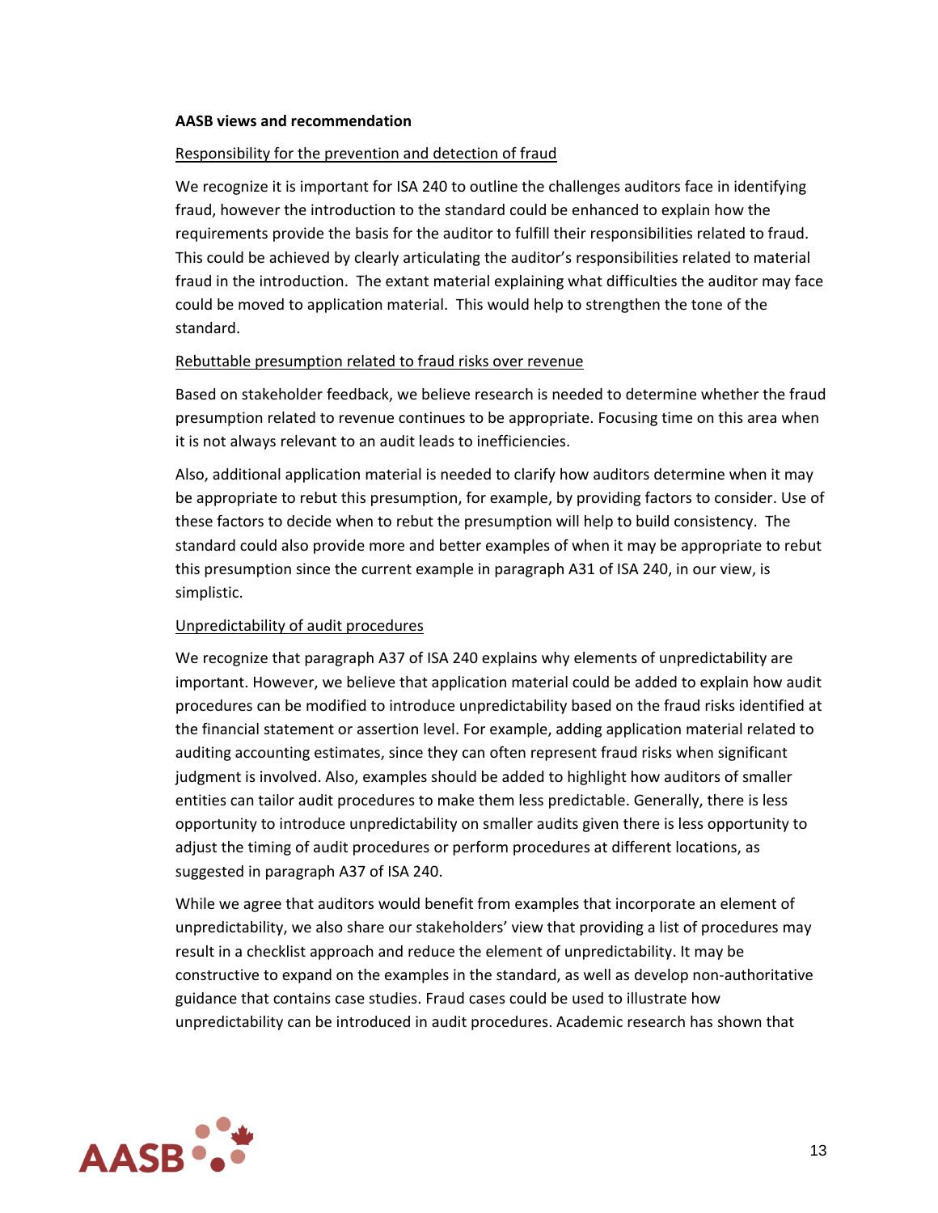**AASB views and recommendation**

Responsibility for the prevention and detection of fraud

We recognize it is important for ISA 240 to outline the challenges auditors face in identifying fraud, however the introduction to the standard could be enhanced to explain how the requirements provide the basis for the auditor to fulfill their responsibilities related to fraud. This could be achieved by clearly articulating the auditor's responsibilities related to material fraud in the introduction. The extant material explaining what difficulties the auditor may face could be moved to application material. This would help to strengthen the tone of the standard.

Rebuttable presumption related to fraud risks over revenue

Based on stakeholder feedback, we believe research is needed to determine whether the fraud presumption related to revenue continues to be appropriate. Focusing time on this area when it is not always relevant to an audit leads to inefficiencies.

Also, additional application material is needed to clarify how auditors determine when it may be appropriate to rebut this presumption, for example, by providing factors to consider. Use of these factors to decide when to rebut the presumption will help to build consistency. The standard could also provide more and better examples of when it may be appropriate to rebut this presumption since the current example in paragraph A31 of ISA 240, in our view, is simplistic.

Unpredictability of audit procedures

We recognize that paragraph A37 of ISA 240 explains why elements of unpredictability are important. However, we believe that application material could be added to explain how audit procedures can be modified to introduce unpredictability based on the fraud risks identified at the financial statement or assertion level. For example, adding application material related to auditing accounting estimates, since they can often represent fraud risks when significant judgment is involved. Also, examples should be added to highlight how auditors of smaller entities can tailor audit procedures to make them less predictable. Generally, there is less opportunity to introduce unpredictability on smaller audits given there is less opportunity to adjust the timing of audit procedures or perform procedures at different locations, as suggested in paragraph A37 of ISA 240.

While we agree that auditors would benefit from examples that incorporate an element of unpredictability, we also share our stakeholders' view that providing a list of procedures may result in a checklist approach and reduce the element of unpredictability. It may be constructive to expand on the examples in the standard, as well as develop non-authoritative guidance that contains case studies. Fraud cases could be used to illustrate how unpredictability can be introduced in audit procedures. Academic research has shown that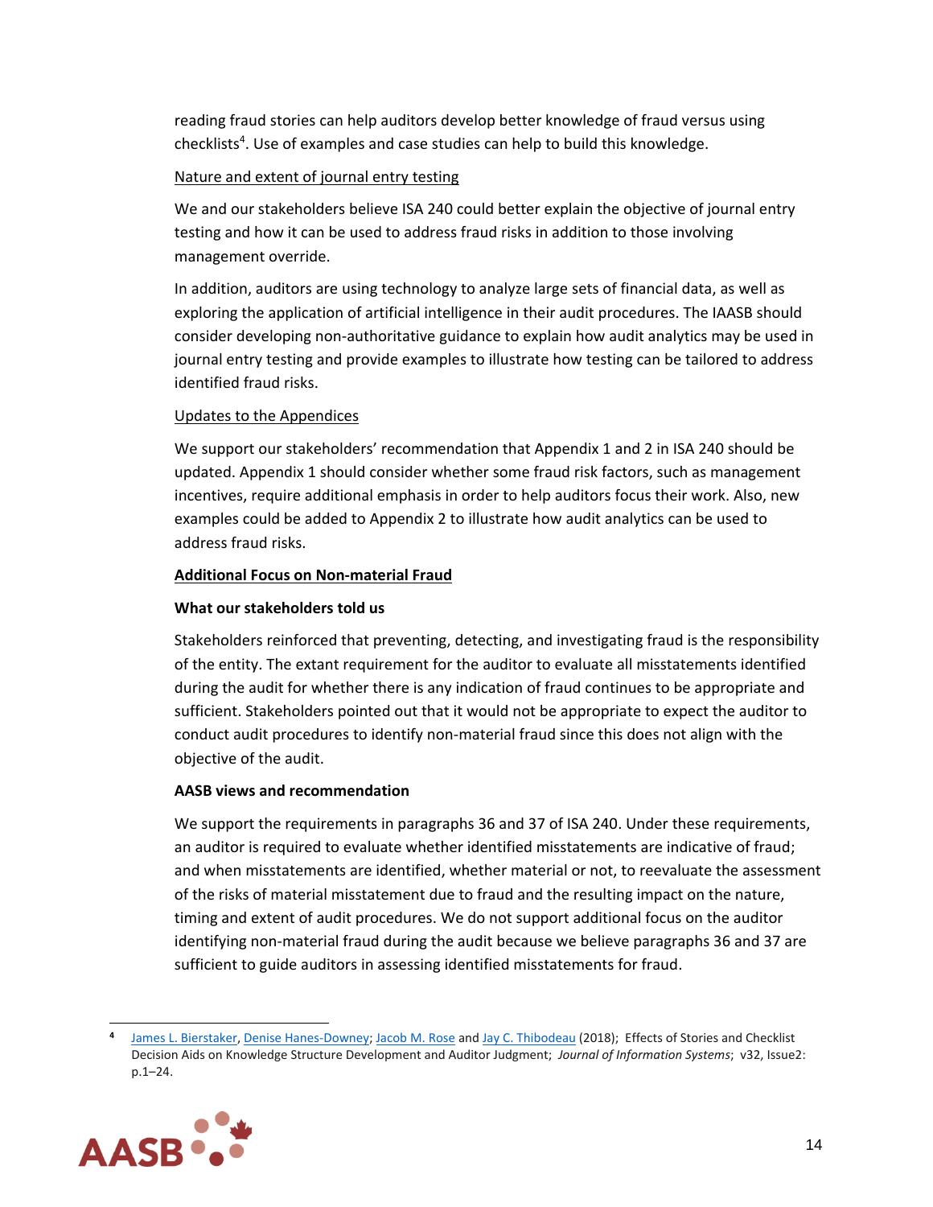reading fraud stories can help auditors develop better knowledge of fraud versus using checklists[4]. Use of examples and case studies can help to build this knowledge.

Nature and extent of journal entry testing

We and our stakeholders believe ISA 240 could better explain the objective of journal entry testing and how it can be used to address fraud risks in addition to those involving management override.

In addition, auditors are using technology to analyze large sets of financial data, as well as exploring the application of artificial intelligence in their audit procedures. The IAASB should consider developing non-authoritative guidance to explain how audit analytics may be used in journal entry testing and provide examples to illustrate how testing can be tailored to address identified fraud risks.

Updates to the Appendices

We support our stakeholders' recommendation that Appendix 1 and 2 in ISA 240 should be updated. Appendix 1 should consider whether some fraud risk factors, such as management incentives, require additional emphasis in order to help auditors focus their work. Also, new examples could be added to Appendix 2 to illustrate how audit analytics can be used to address fraud risks.

**Additional Focus on Non-material Fraud**

**What our stakeholders told us**

Stakeholders reinforced that preventing, detecting, and investigating fraud is the responsibility of the entity. The extant requirement for the auditor to evaluate all misstatements identified during the audit for whether there is any indication of fraud continues to be appropriate and sufficient. Stakeholders pointed out that it would not be appropriate to expect the auditor to conduct audit procedures to identify non-material fraud since this does not align with the objective of the audit.

**AASB views and recommendation**

We support the requirements in paragraphs 36 and 37 of ISA 240. Under these requirements, an auditor is required to evaluate whether identified misstatements are indicative of fraud; and when misstatements are identified, whether material or not, to reevaluate the assessment of the risks of material misstatement due to fraud and the resulting impact on the nature, timing and extent of audit procedures. We do not support additional focus on the auditor identifying non-material fraud during the audit because we believe paragraphs 36 and 37 are sufficient to guide auditors in assessing identified misstatements for fraud.

---

[4] James L. Bierstaker, Denise Hanes-Downey; Jacob M. Rose and Jay C. Thibodeau (2018); Effects of Stories and Checklist Decision Aids on Knowledge Structure Development and Auditor Judgment; *Journal of Information Systems*; v32, Issue2: p.1–24.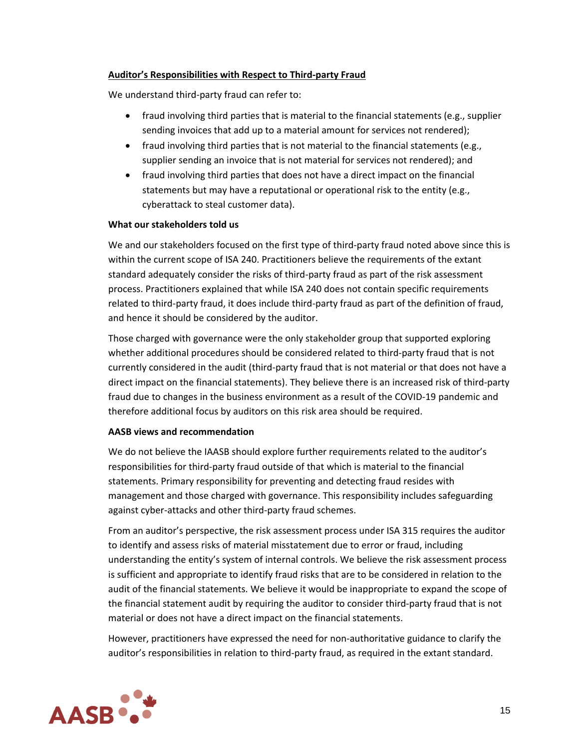## Auditor's Responsibilities with Respect to Third-party Fraud

We understand third-party fraud can refer to:

- fraud involving third parties that is material to the financial statements (e.g., supplier sending invoices that add up to a material amount for services not rendered);
- fraud involving third parties that is not material to the financial statements (e.g., supplier sending an invoice that is not material for services not rendered); and
- fraud involving third parties that does not have a direct impact on the financial statements but may have a reputational or operational risk to the entity (e.g., cyberattack to steal customer data).

### What our stakeholders told us

We and our stakeholders focused on the first type of third-party fraud noted above since this is within the current scope of ISA 240. Practitioners believe the requirements of the extant standard adequately consider the risks of third-party fraud as part of the risk assessment process. Practitioners explained that while ISA 240 does not contain specific requirements related to third-party fraud, it does include third-party fraud as part of the definition of fraud, and hence it should be considered by the auditor.

Those charged with governance were the only stakeholder group that supported exploring whether additional procedures should be considered related to third-party fraud that is not currently considered in the audit (third-party fraud that is not material or that does not have a direct impact on the financial statements). They believe there is an increased risk of third-party fraud due to changes in the business environment as a result of the COVID-19 pandemic and therefore additional focus by auditors on this risk area should be required.

### AASB views and recommendation

We do not believe the IAASB should explore further requirements related to the auditor's responsibilities for third-party fraud outside of that which is material to the financial statements. Primary responsibility for preventing and detecting fraud resides with management and those charged with governance. This responsibility includes safeguarding against cyber-attacks and other third-party fraud schemes.

From an auditor's perspective, the risk assessment process under ISA 315 requires the auditor to identify and assess risks of material misstatement due to error or fraud, including understanding the entity's system of internal controls. We believe the risk assessment process is sufficient and appropriate to identify fraud risks that are to be considered in relation to the audit of the financial statements. We believe it would be inappropriate to expand the scope of the financial statement audit by requiring the auditor to consider third-party fraud that is not material or does not have a direct impact on the financial statements.

However, practitioners have expressed the need for non-authoritative guidance to clarify the auditor's responsibilities in relation to third-party fraud, as required in the extant standard.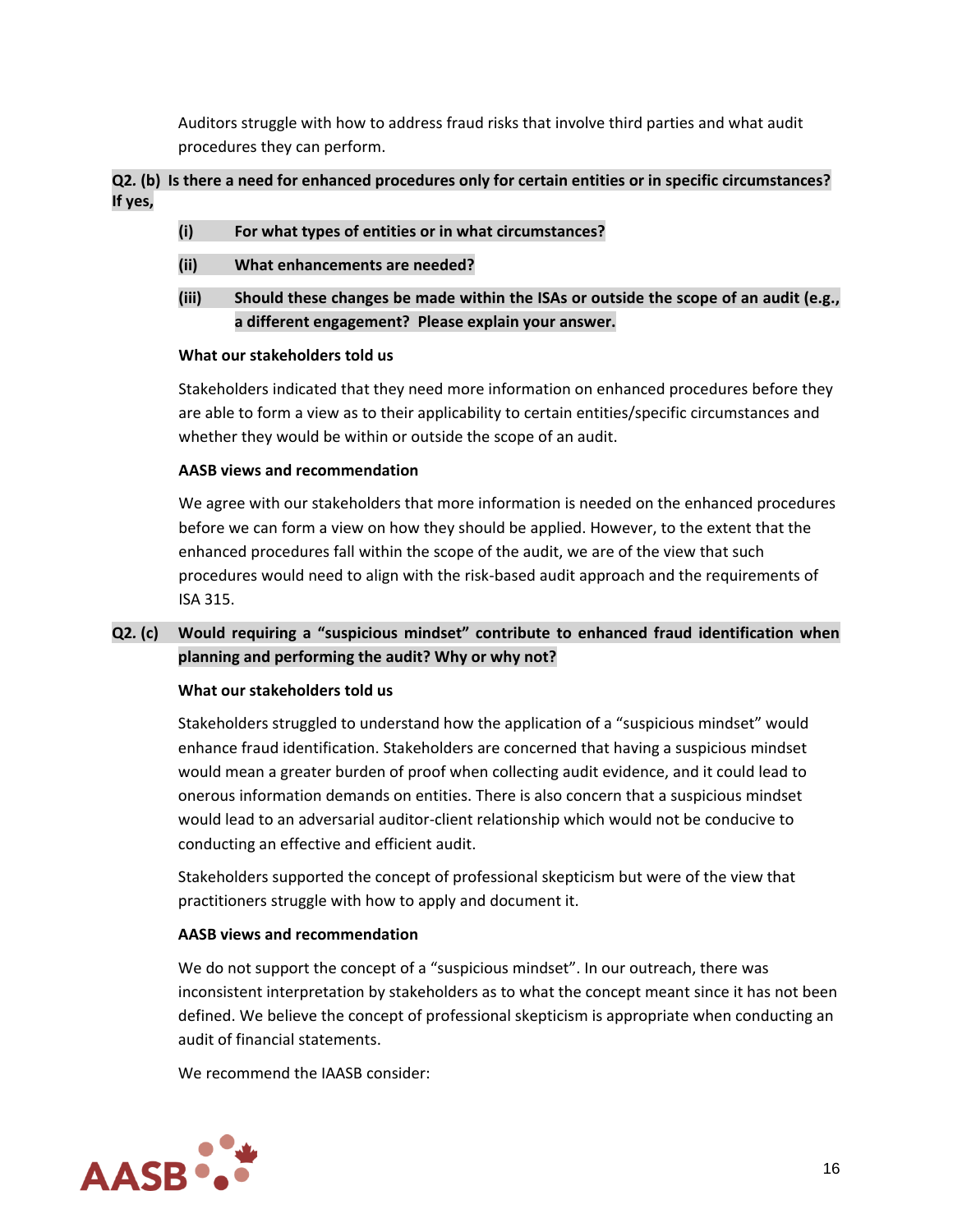Auditors struggle with how to address fraud risks that involve third parties and what audit procedures they can perform.

**Q2. (b) Is there a need for enhanced procedures only for certain entities or in specific circumstances? If yes,**

- **(i) For what types of entities or in what circumstances?**
- **(ii) What enhancements are needed?**
- **(iii) Should these changes be made within the ISAs or outside the scope of an audit (e.g., a different engagement? Please explain your answer.**

**What our stakeholders told us**

Stakeholders indicated that they need more information on enhanced procedures before they are able to form a view as to their applicability to certain entities/specific circumstances and whether they would be within or outside the scope of an audit.

**AASB views and recommendation**

We agree with our stakeholders that more information is needed on the enhanced procedures before we can form a view on how they should be applied. However, to the extent that the enhanced procedures fall within the scope of the audit, we are of the view that such procedures would need to align with the risk-based audit approach and the requirements of ISA 315.

**Q2. (c) Would requiring a "suspicious mindset" contribute to enhanced fraud identification when planning and performing the audit? Why or why not?**

**What our stakeholders told us**

Stakeholders struggled to understand how the application of a "suspicious mindset" would enhance fraud identification. Stakeholders are concerned that having a suspicious mindset would mean a greater burden of proof when collecting audit evidence, and it could lead to onerous information demands on entities. There is also concern that a suspicious mindset would lead to an adversarial auditor-client relationship which would not be conducive to conducting an effective and efficient audit.

Stakeholders supported the concept of professional skepticism but were of the view that practitioners struggle with how to apply and document it.

**AASB views and recommendation**

We do not support the concept of a "suspicious mindset". In our outreach, there was inconsistent interpretation by stakeholders as to what the concept meant since it has not been defined. We believe the concept of professional skepticism is appropriate when conducting an audit of financial statements.

We recommend the IAASB consider: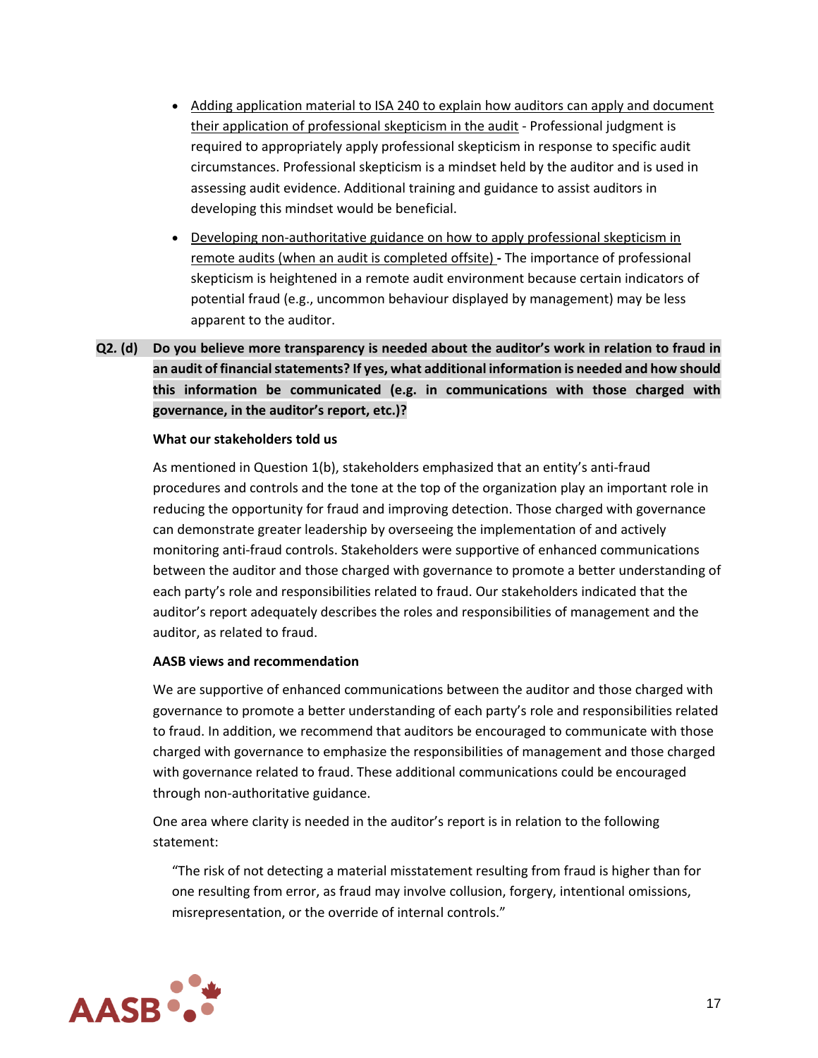- <u>Adding application material to ISA 240 to explain how auditors can apply and document their application of professional skepticism in the audit</u> - Professional judgment is required to appropriately apply professional skepticism in response to specific audit circumstances. Professional skepticism is a mindset held by the auditor and is used in assessing audit evidence. Additional training and guidance to assist auditors in developing this mindset would be beneficial.
- <u>Developing non-authoritative guidance on how to apply professional skepticism in remote audits (when an audit is completed offsite)</u> **-** The importance of professional skepticism is heightened in a remote audit environment because certain indicators of potential fraud (e.g., uncommon behaviour displayed by management) may be less apparent to the auditor.

**Q2. (d) Do you believe more transparency is needed about the auditor's work in relation to fraud in an audit of financial statements? If yes, what additional information is needed and how should this information be communicated (e.g. in communications with those charged with governance, in the auditor's report, etc.)?**

**What our stakeholders told us**

As mentioned in Question 1(b), stakeholders emphasized that an entity's anti-fraud procedures and controls and the tone at the top of the organization play an important role in reducing the opportunity for fraud and improving detection. Those charged with governance can demonstrate greater leadership by overseeing the implementation of and actively monitoring anti-fraud controls. Stakeholders were supportive of enhanced communications between the auditor and those charged with governance to promote a better understanding of each party's role and responsibilities related to fraud. Our stakeholders indicated that the auditor's report adequately describes the roles and responsibilities of management and the auditor, as related to fraud.

**AASB views and recommendation**

We are supportive of enhanced communications between the auditor and those charged with governance to promote a better understanding of each party's role and responsibilities related to fraud. In addition, we recommend that auditors be encouraged to communicate with those charged with governance to emphasize the responsibilities of management and those charged with governance related to fraud. These additional communications could be encouraged through non-authoritative guidance.

One area where clarity is needed in the auditor's report is in relation to the following statement:

> "The risk of not detecting a material misstatement resulting from fraud is higher than for one resulting from error, as fraud may involve collusion, forgery, intentional omissions, misrepresentation, or the override of internal controls."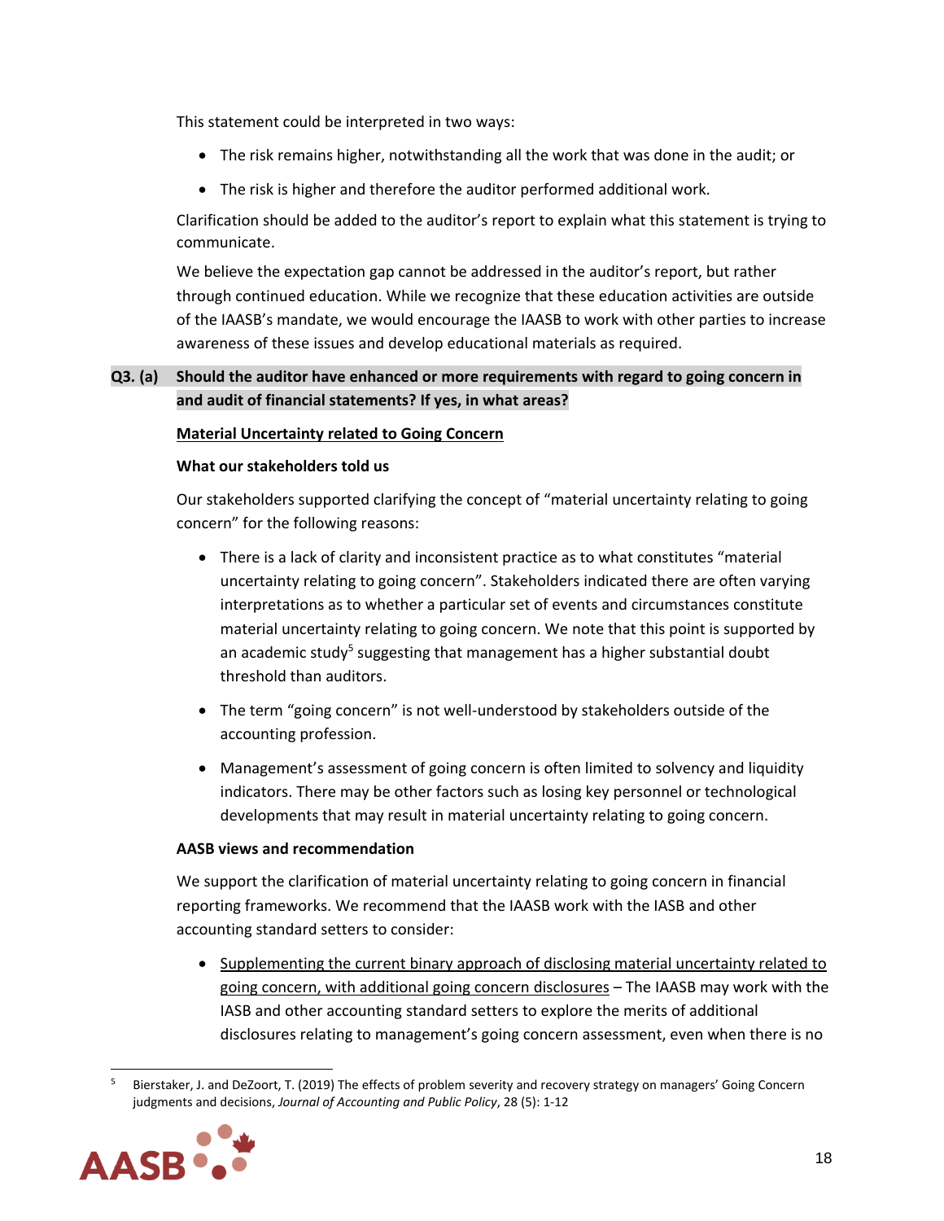This statement could be interpreted in two ways:

- The risk remains higher, notwithstanding all the work that was done in the audit; or
- The risk is higher and therefore the auditor performed additional work.

Clarification should be added to the auditor's report to explain what this statement is trying to communicate.

We believe the expectation gap cannot be addressed in the auditor's report, but rather through continued education. While we recognize that these education activities are outside of the IAASB's mandate, we would encourage the IAASB to work with other parties to increase awareness of these issues and develop educational materials as required.

**Q3. (a) Should the auditor have enhanced or more requirements with regard to going concern in and audit of financial statements? If yes, in what areas?**

**Material Uncertainty related to Going Concern**

**What our stakeholders told us**

Our stakeholders supported clarifying the concept of "material uncertainty relating to going concern" for the following reasons:

- There is a lack of clarity and inconsistent practice as to what constitutes "material uncertainty relating to going concern". Stakeholders indicated there are often varying interpretations as to whether a particular set of events and circumstances constitute material uncertainty relating to going concern. We note that this point is supported by an academic study[5] suggesting that management has a higher substantial doubt threshold than auditors.
- The term "going concern" is not well-understood by stakeholders outside of the accounting profession.
- Management's assessment of going concern is often limited to solvency and liquidity indicators. There may be other factors such as losing key personnel or technological developments that may result in material uncertainty relating to going concern.

**AASB views and recommendation**

We support the clarification of material uncertainty relating to going concern in financial reporting frameworks. We recommend that the IAASB work with the IASB and other accounting standard setters to consider:

- Supplementing the current binary approach of disclosing material uncertainty related to going concern, with additional going concern disclosures – The IAASB may work with the IASB and other accounting standard setters to explore the merits of additional disclosures relating to management's going concern assessment, even when there is no

[5] Bierstaker, J. and DeZoort, T. (2019) The effects of problem severity and recovery strategy on managers' Going Concern judgments and decisions, *Journal of Accounting and Public Policy*, 28 (5): 1-12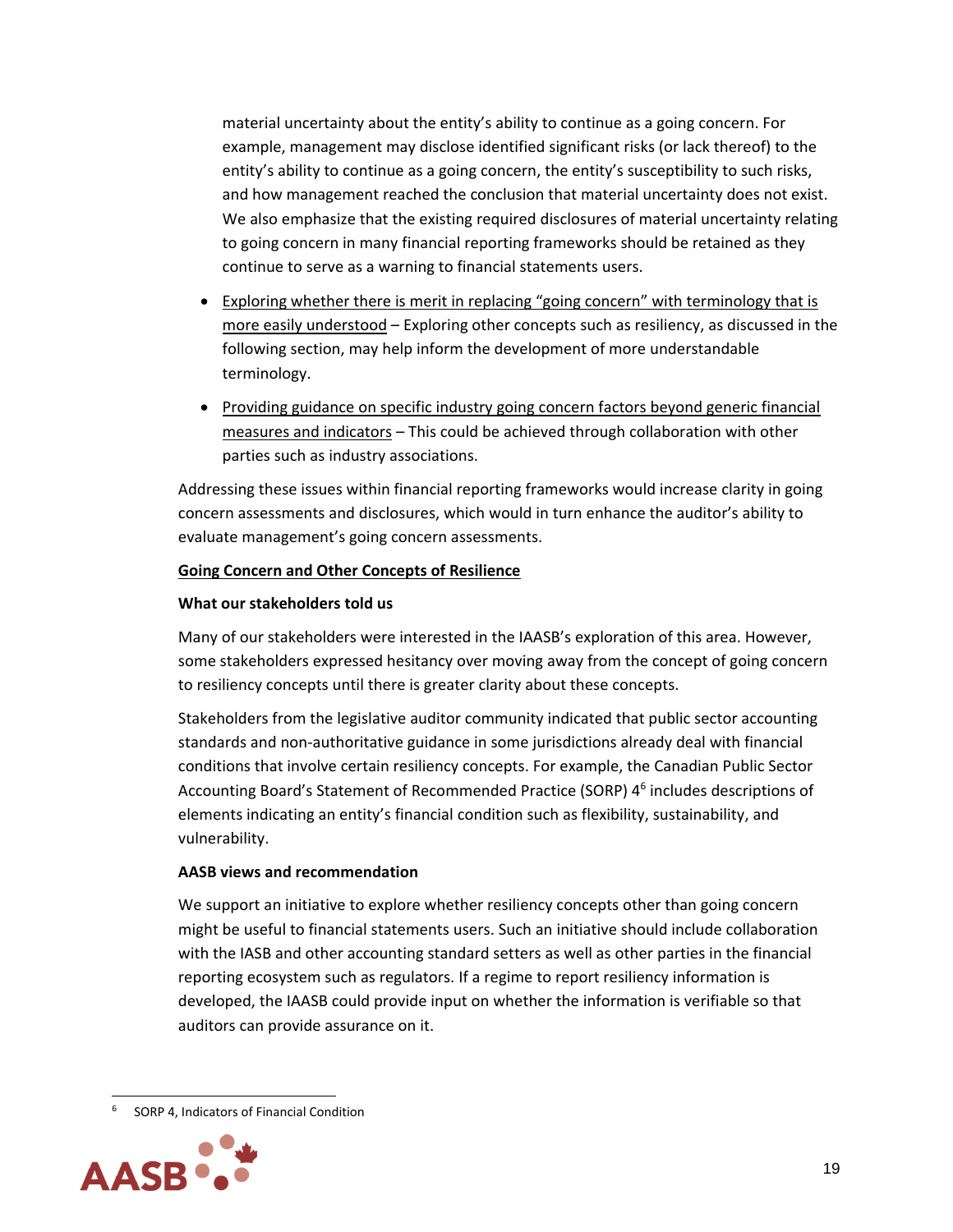material uncertainty about the entity's ability to continue as a going concern. For example, management may disclose identified significant risks (or lack thereof) to the entity's ability to continue as a going concern, the entity's susceptibility to such risks, and how management reached the conclusion that material uncertainty does not exist. We also emphasize that the existing required disclosures of material uncertainty relating to going concern in many financial reporting frameworks should be retained as they continue to serve as a warning to financial statements users.

- Exploring whether there is merit in replacing "going concern" with terminology that is more easily understood – Exploring other concepts such as resiliency, as discussed in the following section, may help inform the development of more understandable terminology.
- Providing guidance on specific industry going concern factors beyond generic financial measures and indicators – This could be achieved through collaboration with other parties such as industry associations.

Addressing these issues within financial reporting frameworks would increase clarity in going concern assessments and disclosures, which would in turn enhance the auditor's ability to evaluate management's going concern assessments.

**Going Concern and Other Concepts of Resilience**

**What our stakeholders told us**

Many of our stakeholders were interested in the IAASB's exploration of this area. However, some stakeholders expressed hesitancy over moving away from the concept of going concern to resiliency concepts until there is greater clarity about these concepts.

Stakeholders from the legislative auditor community indicated that public sector accounting standards and non-authoritative guidance in some jurisdictions already deal with financial conditions that involve certain resiliency concepts. For example, the Canadian Public Sector Accounting Board's Statement of Recommended Practice (SORP) 4[6] includes descriptions of elements indicating an entity's financial condition such as flexibility, sustainability, and vulnerability.

**AASB views and recommendation**

We support an initiative to explore whether resiliency concepts other than going concern might be useful to financial statements users. Such an initiative should include collaboration with the IASB and other accounting standard setters as well as other parties in the financial reporting ecosystem such as regulators. If a regime to report resiliency information is developed, the IAASB could provide input on whether the information is verifiable so that auditors can provide assurance on it.

[6] SORP 4, Indicators of Financial Condition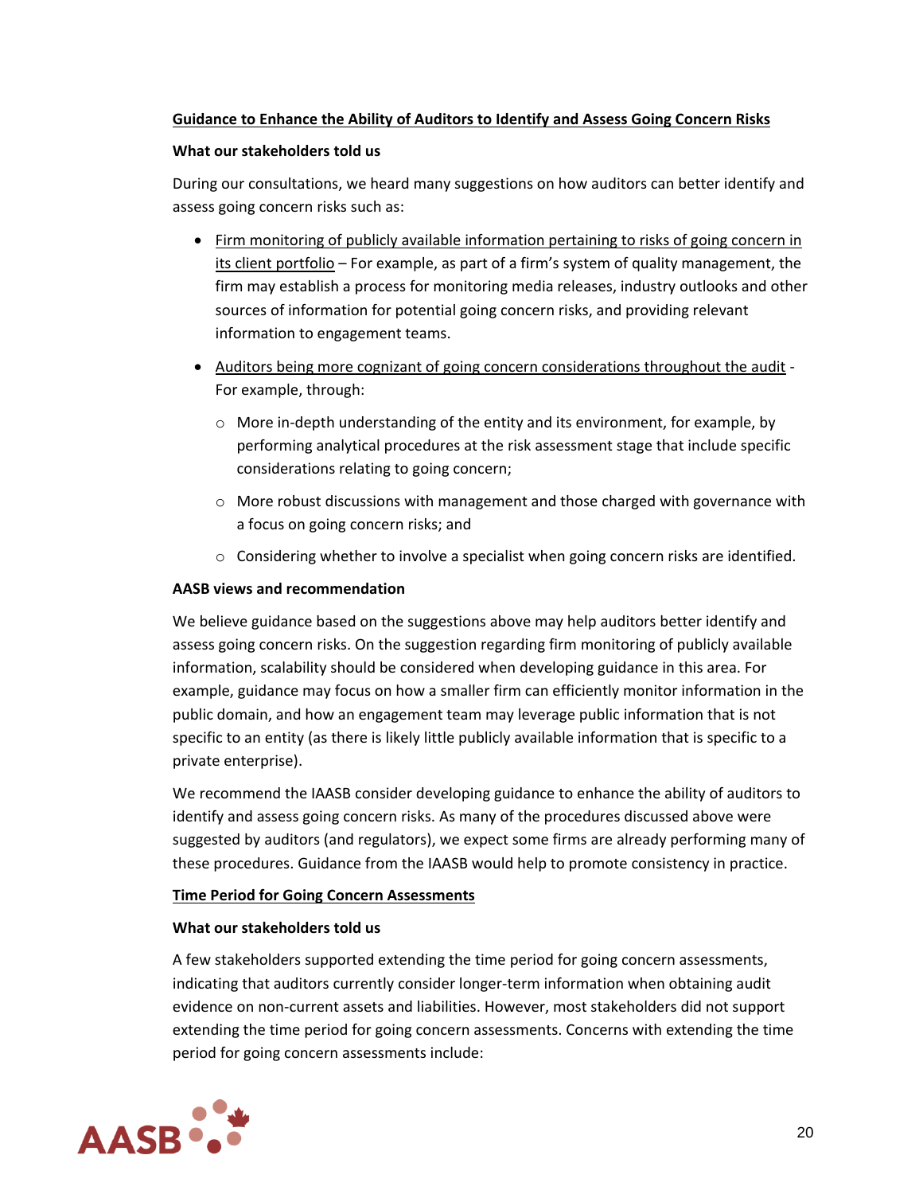**Guidance to Enhance the Ability of Auditors to Identify and Assess Going Concern Risks**

**What our stakeholders told us**

During our consultations, we heard many suggestions on how auditors can better identify and assess going concern risks such as:

- Firm monitoring of publicly available information pertaining to risks of going concern in its client portfolio – For example, as part of a firm's system of quality management, the firm may establish a process for monitoring media releases, industry outlooks and other sources of information for potential going concern risks, and providing relevant information to engagement teams.
- Auditors being more cognizant of going concern considerations throughout the audit - For example, through:
  - More in-depth understanding of the entity and its environment, for example, by performing analytical procedures at the risk assessment stage that include specific considerations relating to going concern;
  - More robust discussions with management and those charged with governance with a focus on going concern risks; and
  - Considering whether to involve a specialist when going concern risks are identified.

**AASB views and recommendation**

We believe guidance based on the suggestions above may help auditors better identify and assess going concern risks. On the suggestion regarding firm monitoring of publicly available information, scalability should be considered when developing guidance in this area. For example, guidance may focus on how a smaller firm can efficiently monitor information in the public domain, and how an engagement team may leverage public information that is not specific to an entity (as there is likely little publicly available information that is specific to a private enterprise).

We recommend the IAASB consider developing guidance to enhance the ability of auditors to identify and assess going concern risks. As many of the procedures discussed above were suggested by auditors (and regulators), we expect some firms are already performing many of these procedures. Guidance from the IAASB would help to promote consistency in practice.

**Time Period for Going Concern Assessments**

**What our stakeholders told us**

A few stakeholders supported extending the time period for going concern assessments, indicating that auditors currently consider longer-term information when obtaining audit evidence on non-current assets and liabilities. However, most stakeholders did not support extending the time period for going concern assessments. Concerns with extending the time period for going concern assessments include: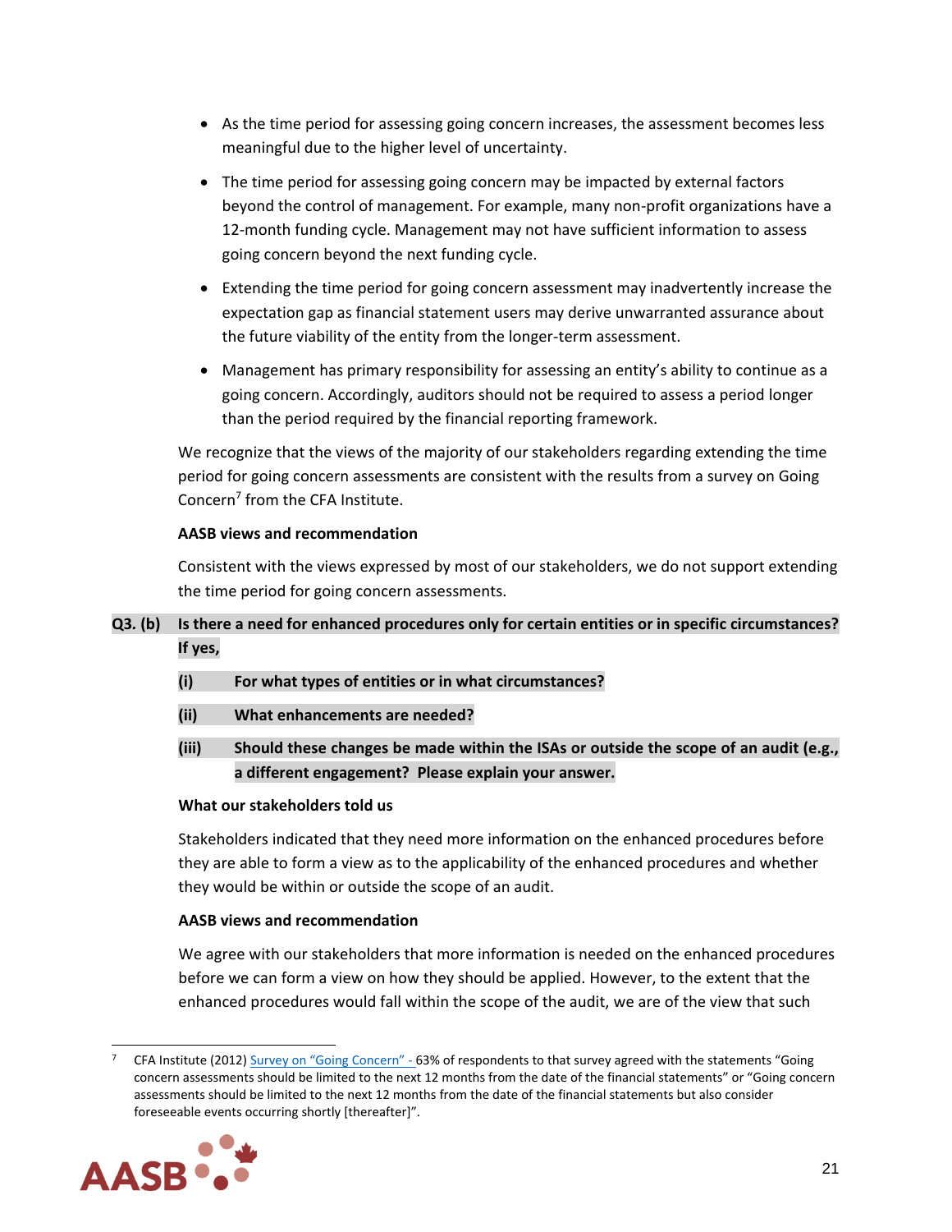- As the time period for assessing going concern increases, the assessment becomes less meaningful due to the higher level of uncertainty.
- The time period for assessing going concern may be impacted by external factors beyond the control of management. For example, many non-profit organizations have a 12-month funding cycle. Management may not have sufficient information to assess going concern beyond the next funding cycle.
- Extending the time period for going concern assessment may inadvertently increase the expectation gap as financial statement users may derive unwarranted assurance about the future viability of the entity from the longer-term assessment.
- Management has primary responsibility for assessing an entity's ability to continue as a going concern. Accordingly, auditors should not be required to assess a period longer than the period required by the financial reporting framework.

We recognize that the views of the majority of our stakeholders regarding extending the time period for going concern assessments are consistent with the results from a survey on Going Concern[7] from the CFA Institute.

**AASB views and recommendation**

Consistent with the views expressed by most of our stakeholders, we do not support extending the time period for going concern assessments.

**Q3. (b) Is there a need for enhanced procedures only for certain entities or in specific circumstances? If yes,**

**(i) For what types of entities or in what circumstances?**

**(ii) What enhancements are needed?**

**(iii) Should these changes be made within the ISAs or outside the scope of an audit (e.g., a different engagement? Please explain your answer.**

**What our stakeholders told us**

Stakeholders indicated that they need more information on the enhanced procedures before they are able to form a view as to the applicability of the enhanced procedures and whether they would be within or outside the scope of an audit.

**AASB views and recommendation**

We agree with our stakeholders that more information is needed on the enhanced procedures before we can form a view on how they should be applied. However, to the extent that the enhanced procedures would fall within the scope of the audit, we are of the view that such

---

[7] CFA Institute (2012) Survey on "Going Concern" - 63% of respondents to that survey agreed with the statements "Going concern assessments should be limited to the next 12 months from the date of the financial statements" or "Going concern assessments should be limited to the next 12 months from the date of the financial statements but also consider foreseeable events occurring shortly [thereafter]".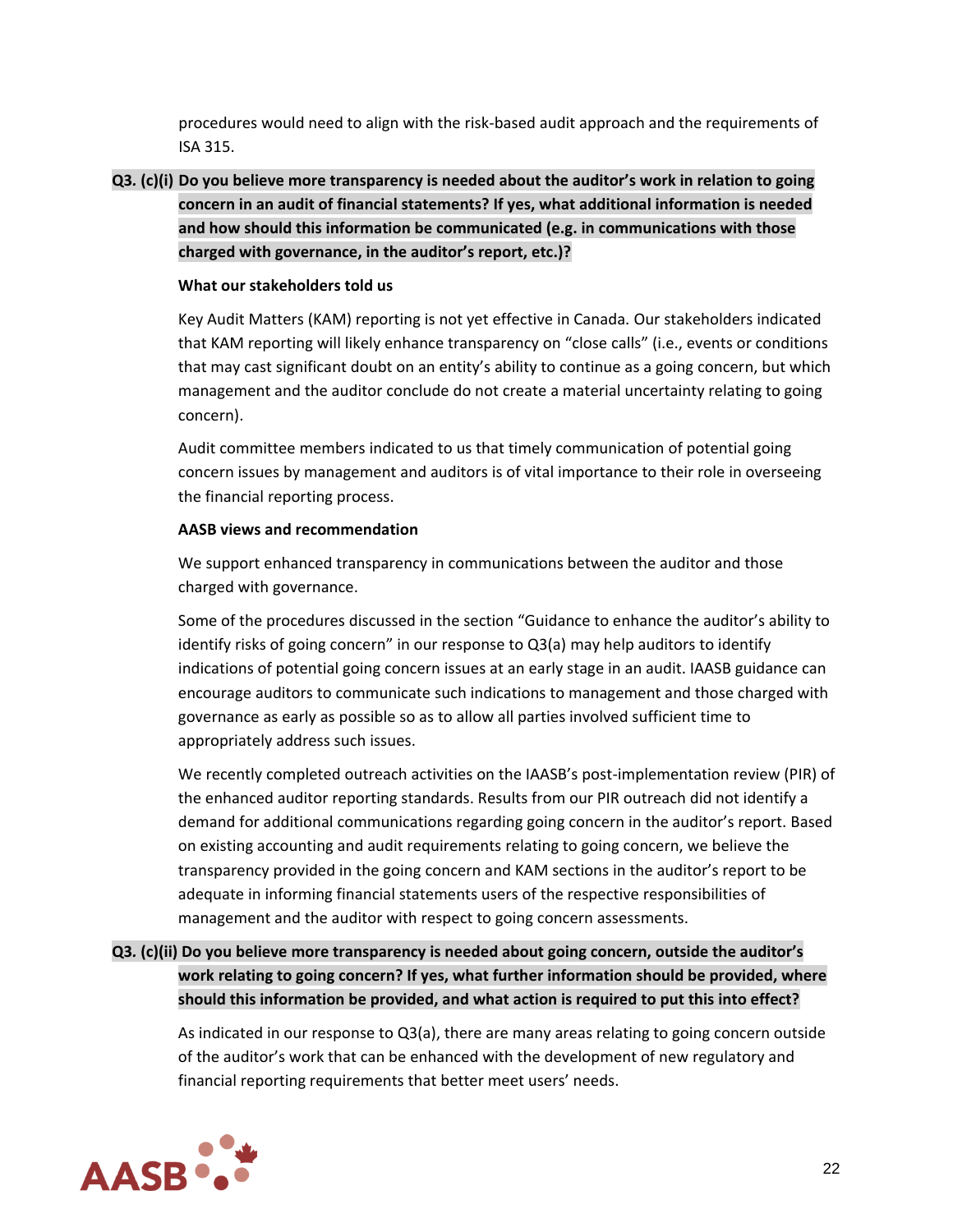procedures would need to align with the risk-based audit approach and the requirements of ISA 315.

**Q3. (c)(i) Do you believe more transparency is needed about the auditor's work in relation to going concern in an audit of financial statements? If yes, what additional information is needed and how should this information be communicated (e.g. in communications with those charged with governance, in the auditor's report, etc.)?**

**What our stakeholders told us**

Key Audit Matters (KAM) reporting is not yet effective in Canada. Our stakeholders indicated that KAM reporting will likely enhance transparency on "close calls" (i.e., events or conditions that may cast significant doubt on an entity's ability to continue as a going concern, but which management and the auditor conclude do not create a material uncertainty relating to going concern).

Audit committee members indicated to us that timely communication of potential going concern issues by management and auditors is of vital importance to their role in overseeing the financial reporting process.

**AASB views and recommendation**

We support enhanced transparency in communications between the auditor and those charged with governance.

Some of the procedures discussed in the section "Guidance to enhance the auditor's ability to identify risks of going concern" in our response to Q3(a) may help auditors to identify indications of potential going concern issues at an early stage in an audit. IAASB guidance can encourage auditors to communicate such indications to management and those charged with governance as early as possible so as to allow all parties involved sufficient time to appropriately address such issues.

We recently completed outreach activities on the IAASB's post-implementation review (PIR) of the enhanced auditor reporting standards. Results from our PIR outreach did not identify a demand for additional communications regarding going concern in the auditor's report. Based on existing accounting and audit requirements relating to going concern, we believe the transparency provided in the going concern and KAM sections in the auditor's report to be adequate in informing financial statements users of the respective responsibilities of management and the auditor with respect to going concern assessments.

**Q3. (c)(ii) Do you believe more transparency is needed about going concern, outside the auditor's work relating to going concern? If yes, what further information should be provided, where should this information be provided, and what action is required to put this into effect?**

As indicated in our response to Q3(a), there are many areas relating to going concern outside of the auditor's work that can be enhanced with the development of new regulatory and financial reporting requirements that better meet users' needs.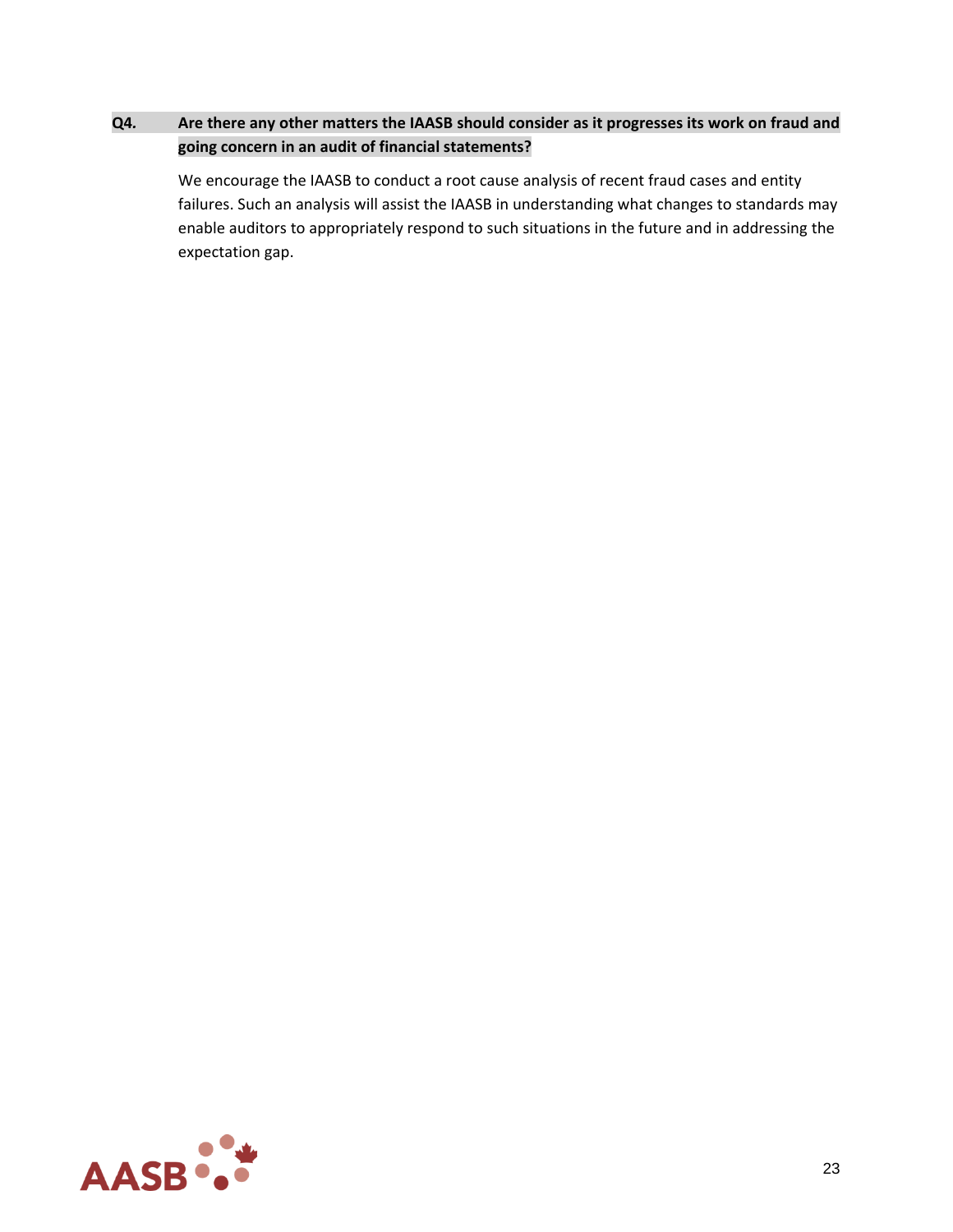**Q4. Are there any other matters the IAASB should consider as it progresses its work on fraud and going concern in an audit of financial statements?**

We encourage the IAASB to conduct a root cause analysis of recent fraud cases and entity failures. Such an analysis will assist the IAASB in understanding what changes to standards may enable auditors to appropriately respond to such situations in the future and in addressing the expectation gap.